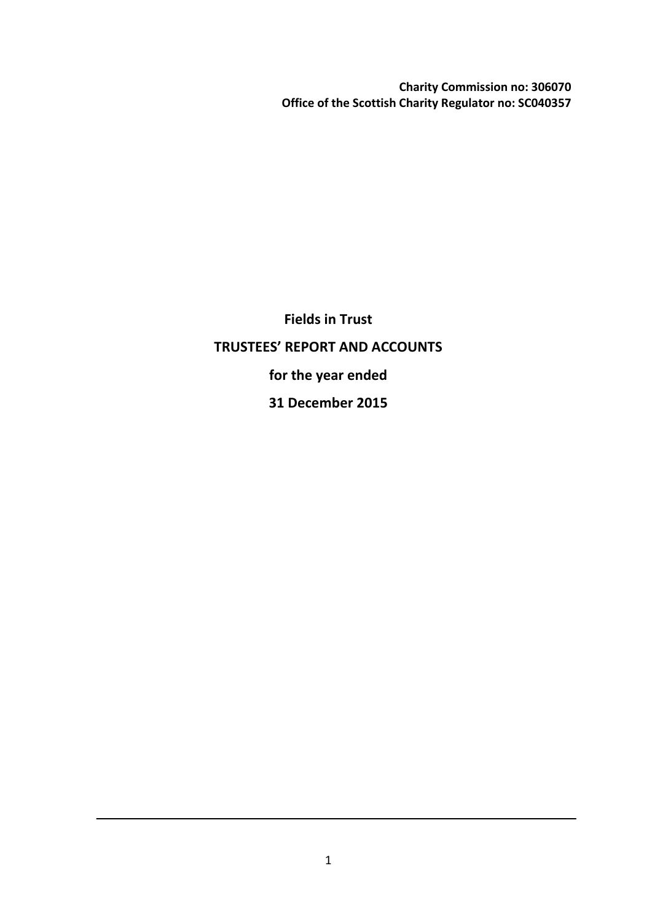**Charity Commission no: 306070**
**Office of the Scottish Charity Regulator no: SC040357**

# Fields in Trust

## TRUSTEES' REPORT AND ACCOUNTS

**for the year ended**

**31 December 2015**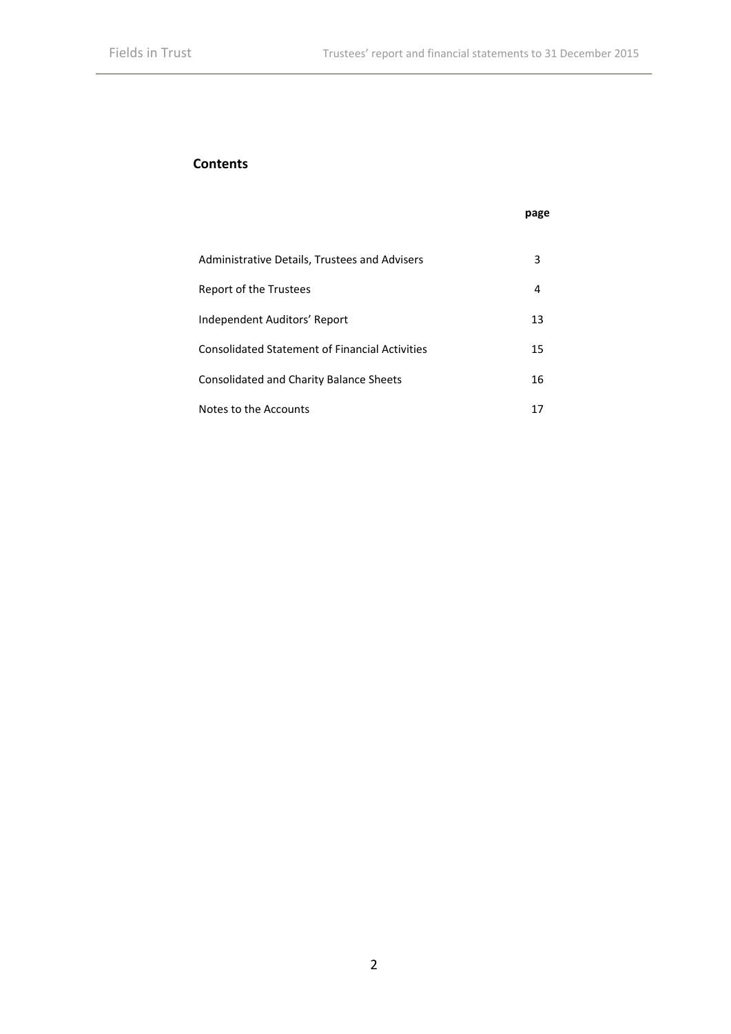## Contents

| | page |
|---|---|
| Administrative Details, Trustees and Advisers | 3 |
| Report of the Trustees | 4 |
| Independent Auditors' Report | 13 |
| Consolidated Statement of Financial Activities | 15 |
| Consolidated and Charity Balance Sheets | 16 |
| Notes to the Accounts | 17 |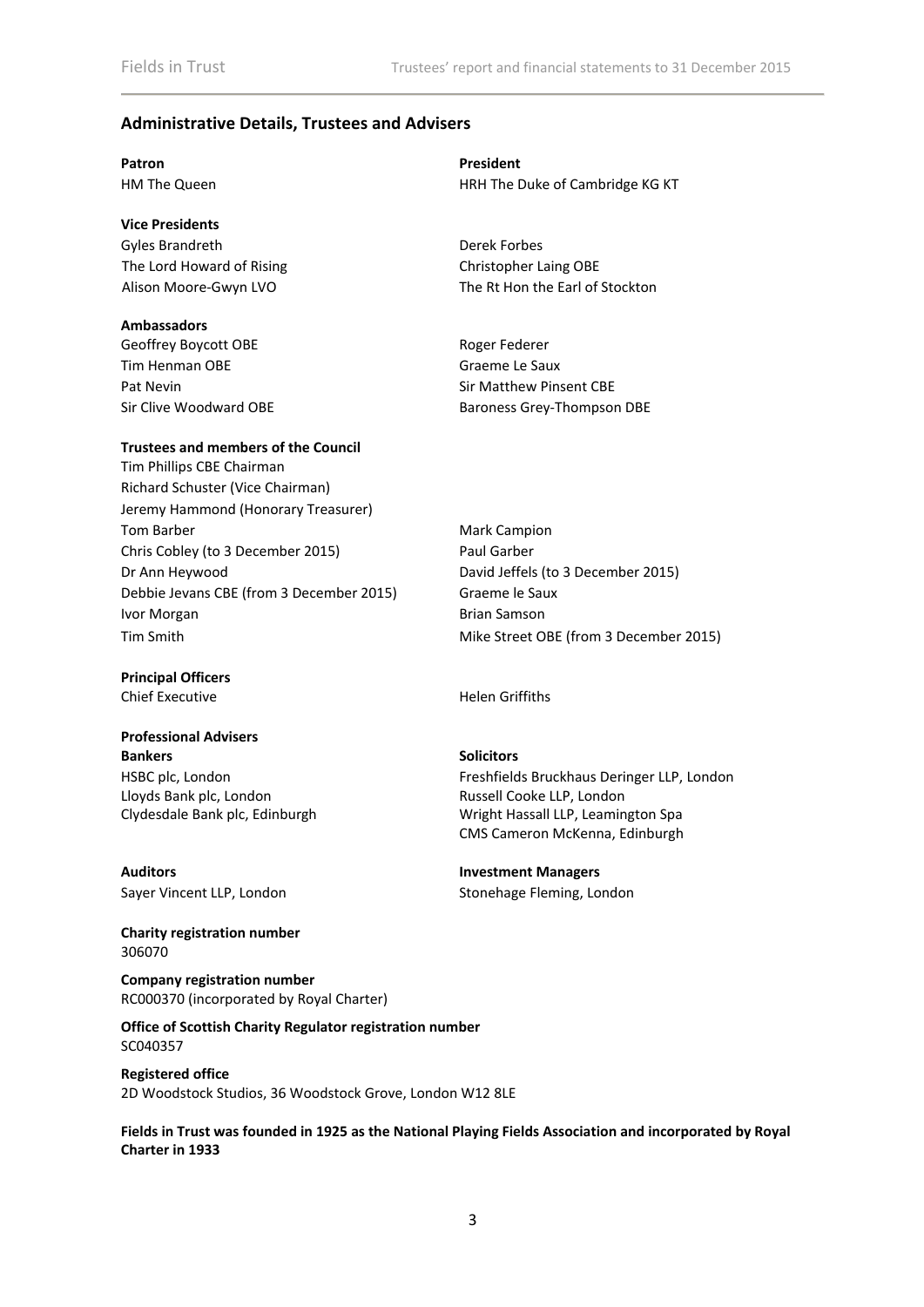## Administrative Details, Trustees and Advisers

**Patron**
HM The Queen

**President**
HRH The Duke of Cambridge KG KT

**Vice Presidents**
Gyles Brandreth
The Lord Howard of Rising
Alison Moore-Gwyn LVO
Derek Forbes
Christopher Laing OBE
The Rt Hon the Earl of Stockton

**Ambassadors**
Geoffrey Boycott OBE
Tim Henman OBE
Pat Nevin
Sir Clive Woodward OBE
Roger Federer
Graeme Le Saux
Sir Matthew Pinsent CBE
Baroness Grey-Thompson DBE

**Trustees and members of the Council**
Tim Phillips CBE Chairman
Richard Schuster (Vice Chairman)
Jeremy Hammond (Honorary Treasurer)
Tom Barber
Chris Cobley (to 3 December 2015)
Dr Ann Heywood
Debbie Jevans CBE (from 3 December 2015)
Ivor Morgan
Tim Smith
Mark Campion
Paul Garber
David Jeffels (to 3 December 2015)
Graeme le Saux
Brian Samson
Mike Street OBE (from 3 December 2015)

**Principal Officers**
Chief Executive: Helen Griffiths

**Professional Advisers**

**Bankers**
HSBC plc, London
Lloyds Bank plc, London
Clydesdale Bank plc, Edinburgh

**Solicitors**
Freshfields Bruckhaus Deringer LLP, London
Russell Cooke LLP, London
Wright Hassall LLP, Leamington Spa
CMS Cameron McKenna, Edinburgh

**Auditors**
Sayer Vincent LLP, London

**Investment Managers**
Stonehage Fleming, London

**Charity registration number**
306070

**Company registration number**
RC000370 (incorporated by Royal Charter)

**Office of Scottish Charity Regulator registration number**
SC040357

**Registered office**
2D Woodstock Studios, 36 Woodstock Grove, London W12 8LE

**Fields in Trust was founded in 1925 as the National Playing Fields Association and incorporated by Royal Charter in 1933**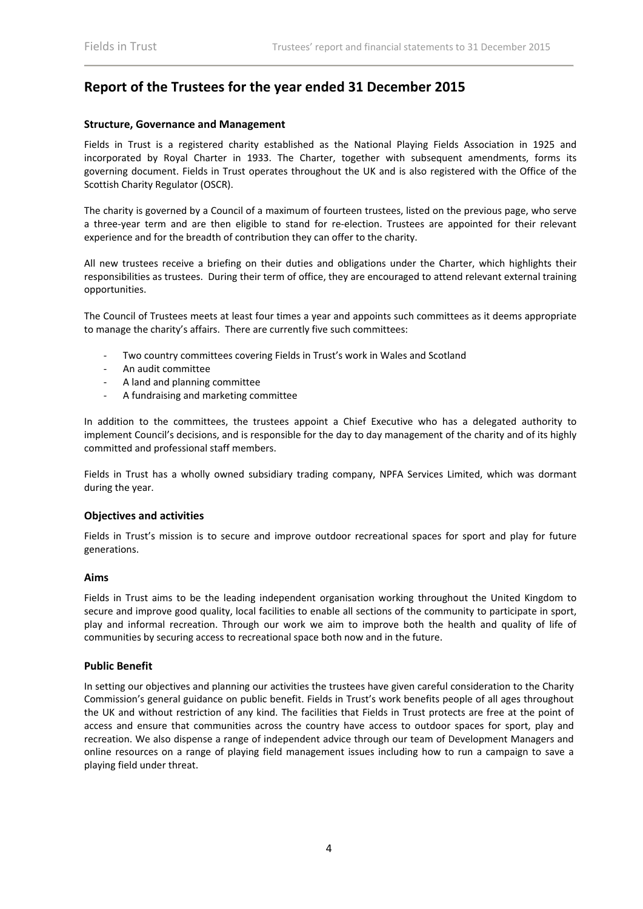# Report of the Trustees for the year ended 31 December 2015

### Structure, Governance and Management

Fields in Trust is a registered charity established as the National Playing Fields Association in 1925 and incorporated by Royal Charter in 1933. The Charter, together with subsequent amendments, forms its governing document. Fields in Trust operates throughout the UK and is also registered with the Office of the Scottish Charity Regulator (OSCR).

The charity is governed by a Council of a maximum of fourteen trustees, listed on the previous page, who serve a three-year term and are then eligible to stand for re-election. Trustees are appointed for their relevant experience and for the breadth of contribution they can offer to the charity.

All new trustees receive a briefing on their duties and obligations under the Charter, which highlights their responsibilities as trustees. During their term of office, they are encouraged to attend relevant external training opportunities.

The Council of Trustees meets at least four times a year and appoints such committees as it deems appropriate to manage the charity's affairs. There are currently five such committees:

- Two country committees covering Fields in Trust's work in Wales and Scotland
- An audit committee
- A land and planning committee
- A fundraising and marketing committee

In addition to the committees, the trustees appoint a Chief Executive who has a delegated authority to implement Council's decisions, and is responsible for the day to day management of the charity and of its highly committed and professional staff members.

Fields in Trust has a wholly owned subsidiary trading company, NPFA Services Limited, which was dormant during the year.

### Objectives and activities

Fields in Trust's mission is to secure and improve outdoor recreational spaces for sport and play for future generations.

### Aims

Fields in Trust aims to be the leading independent organisation working throughout the United Kingdom to secure and improve good quality, local facilities to enable all sections of the community to participate in sport, play and informal recreation. Through our work we aim to improve both the health and quality of life of communities by securing access to recreational space both now and in the future.

### Public Benefit

In setting our objectives and planning our activities the trustees have given careful consideration to the Charity Commission's general guidance on public benefit. Fields in Trust's work benefits people of all ages throughout the UK and without restriction of any kind. The facilities that Fields in Trust protects are free at the point of access and ensure that communities across the country have access to outdoor spaces for sport, play and recreation. We also dispense a range of independent advice through our team of Development Managers and online resources on a range of playing field management issues including how to run a campaign to save a playing field under threat.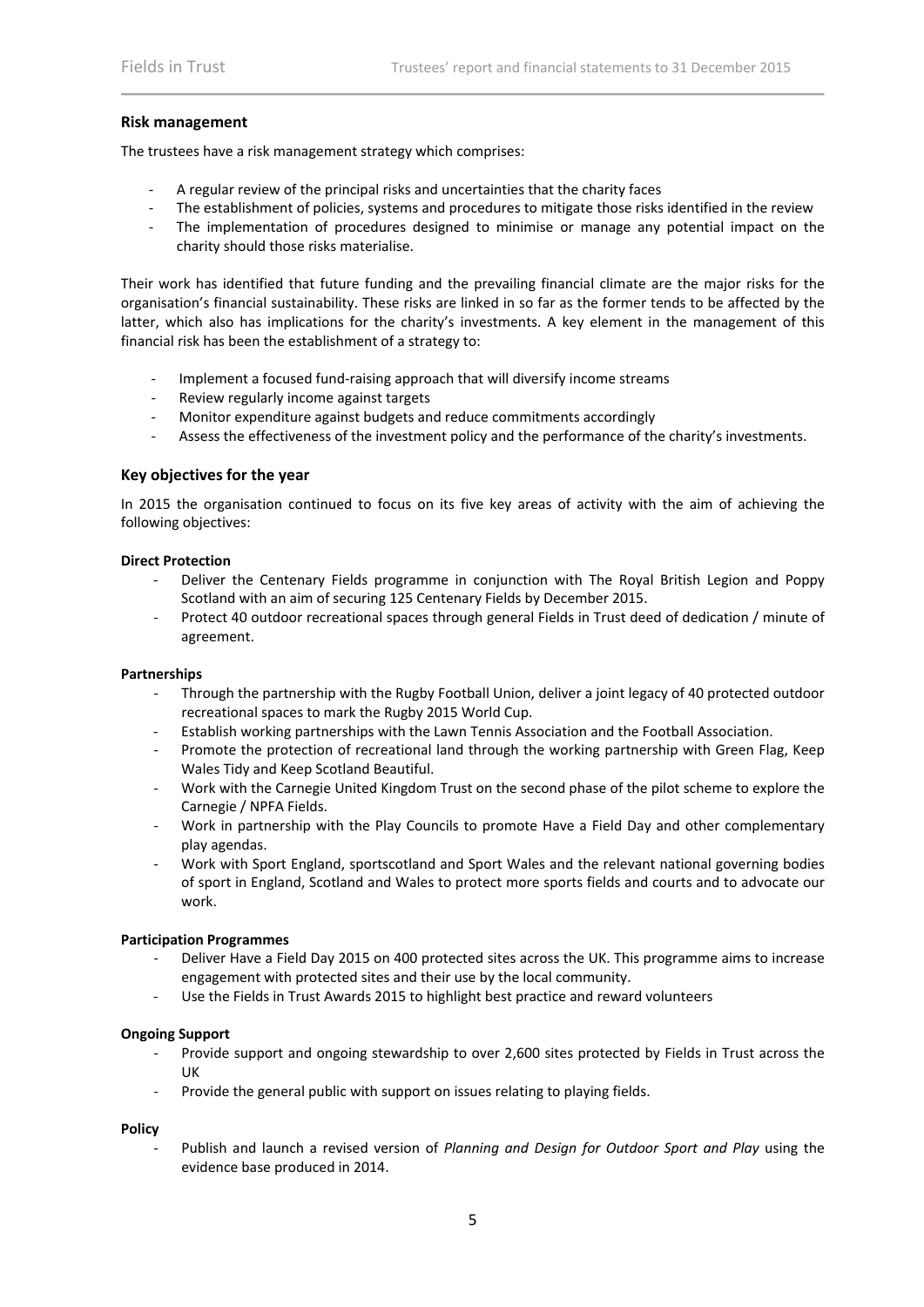### Risk management

The trustees have a risk management strategy which comprises:

- A regular review of the principal risks and uncertainties that the charity faces
- The establishment of policies, systems and procedures to mitigate those risks identified in the review
- The implementation of procedures designed to minimise or manage any potential impact on the charity should those risks materialise.

Their work has identified that future funding and the prevailing financial climate are the major risks for the organisation's financial sustainability. These risks are linked in so far as the former tends to be affected by the latter, which also has implications for the charity's investments. A key element in the management of this financial risk has been the establishment of a strategy to:

- Implement a focused fund-raising approach that will diversify income streams
- Review regularly income against targets
- Monitor expenditure against budgets and reduce commitments accordingly
- Assess the effectiveness of the investment policy and the performance of the charity's investments.

### Key objectives for the year

In 2015 the organisation continued to focus on its five key areas of activity with the aim of achieving the following objectives:

**Direct Protection**

- Deliver the Centenary Fields programme in conjunction with The Royal British Legion and Poppy Scotland with an aim of securing 125 Centenary Fields by December 2015.
- Protect 40 outdoor recreational spaces through general Fields in Trust deed of dedication / minute of agreement.

**Partnerships**

- Through the partnership with the Rugby Football Union, deliver a joint legacy of 40 protected outdoor recreational spaces to mark the Rugby 2015 World Cup.
- Establish working partnerships with the Lawn Tennis Association and the Football Association.
- Promote the protection of recreational land through the working partnership with Green Flag, Keep Wales Tidy and Keep Scotland Beautiful.
- Work with the Carnegie United Kingdom Trust on the second phase of the pilot scheme to explore the Carnegie / NPFA Fields.
- Work in partnership with the Play Councils to promote Have a Field Day and other complementary play agendas.
- Work with Sport England, sportscotland and Sport Wales and the relevant national governing bodies of sport in England, Scotland and Wales to protect more sports fields and courts and to advocate our work.

**Participation Programmes**

- Deliver Have a Field Day 2015 on 400 protected sites across the UK. This programme aims to increase engagement with protected sites and their use by the local community.
- Use the Fields in Trust Awards 2015 to highlight best practice and reward volunteers

**Ongoing Support**

- Provide support and ongoing stewardship to over 2,600 sites protected by Fields in Trust across the UK
- Provide the general public with support on issues relating to playing fields.

**Policy**

- Publish and launch a revised version of *Planning and Design for Outdoor Sport and Play* using the evidence base produced in 2014.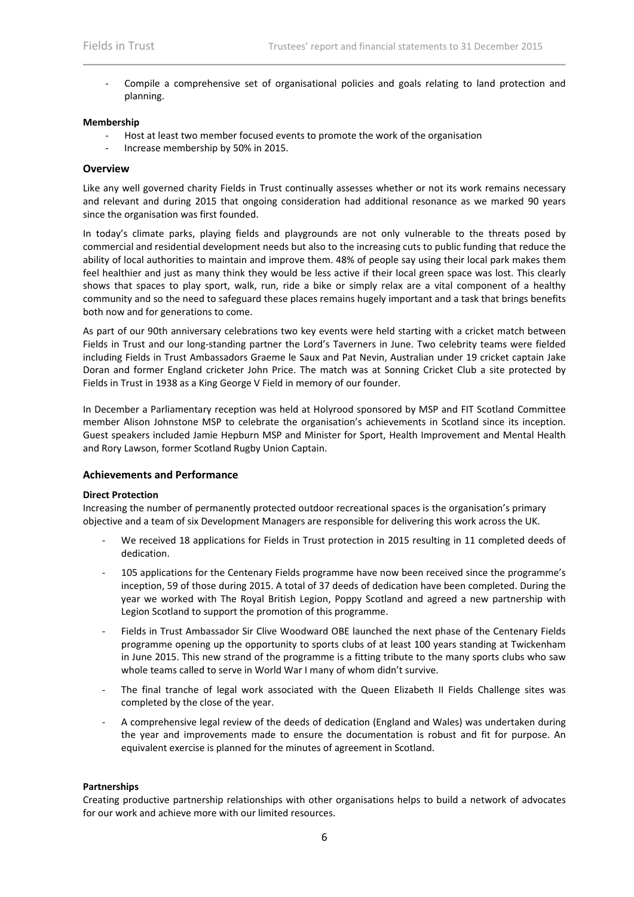- Compile a comprehensive set of organisational policies and goals relating to land protection and planning.

**Membership**

- Host at least two member focused events to promote the work of the organisation
- Increase membership by 50% in 2015.

## Overview

Like any well governed charity Fields in Trust continually assesses whether or not its work remains necessary and relevant and during 2015 that ongoing consideration had additional resonance as we marked 90 years since the organisation was first founded.

In today's climate parks, playing fields and playgrounds are not only vulnerable to the threats posed by commercial and residential development needs but also to the increasing cuts to public funding that reduce the ability of local authorities to maintain and improve them. 48% of people say using their local park makes them feel healthier and just as many think they would be less active if their local green space was lost. This clearly shows that spaces to play sport, walk, run, ride a bike or simply relax are a vital component of a healthy community and so the need to safeguard these places remains hugely important and a task that brings benefits both now and for generations to come.

As part of our 90th anniversary celebrations two key events were held starting with a cricket match between Fields in Trust and our long-standing partner the Lord's Taverners in June. Two celebrity teams were fielded including Fields in Trust Ambassadors Graeme le Saux and Pat Nevin, Australian under 19 cricket captain Jake Doran and former England cricketer John Price. The match was at Sonning Cricket Club a site protected by Fields in Trust in 1938 as a King George V Field in memory of our founder.

In December a Parliamentary reception was held at Holyrood sponsored by MSP and FIT Scotland Committee member Alison Johnstone MSP to celebrate the organisation's achievements in Scotland since its inception. Guest speakers included Jamie Hepburn MSP and Minister for Sport, Health Improvement and Mental Health and Rory Lawson, former Scotland Rugby Union Captain.

## Achievements and Performance

**Direct Protection**

Increasing the number of permanently protected outdoor recreational spaces is the organisation's primary objective and a team of six Development Managers are responsible for delivering this work across the UK.

- We received 18 applications for Fields in Trust protection in 2015 resulting in 11 completed deeds of dedication.
- 105 applications for the Centenary Fields programme have now been received since the programme's inception, 59 of those during 2015. A total of 37 deeds of dedication have been completed. During the year we worked with The Royal British Legion, Poppy Scotland and agreed a new partnership with Legion Scotland to support the promotion of this programme.
- Fields in Trust Ambassador Sir Clive Woodward OBE launched the next phase of the Centenary Fields programme opening up the opportunity to sports clubs of at least 100 years standing at Twickenham in June 2015. This new strand of the programme is a fitting tribute to the many sports clubs who saw whole teams called to serve in World War I many of whom didn't survive.
- The final tranche of legal work associated with the Queen Elizabeth II Fields Challenge sites was completed by the close of the year.
- A comprehensive legal review of the deeds of dedication (England and Wales) was undertaken during the year and improvements made to ensure the documentation is robust and fit for purpose. An equivalent exercise is planned for the minutes of agreement in Scotland.

**Partnerships**

Creating productive partnership relationships with other organisations helps to build a network of advocates for our work and achieve more with our limited resources.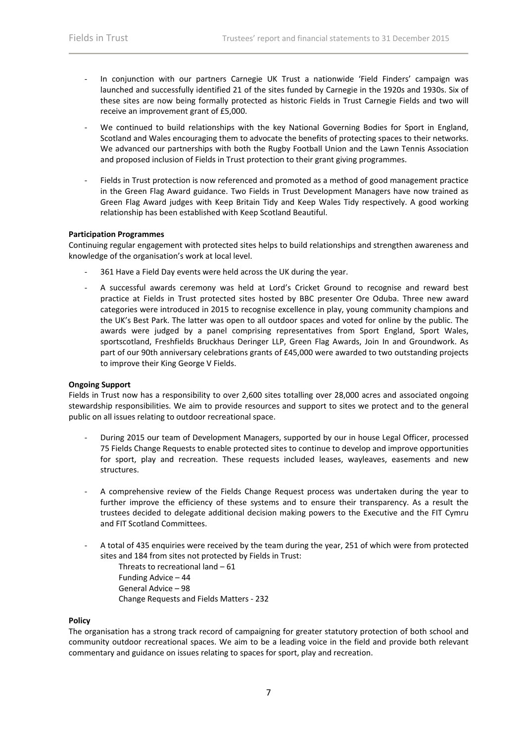- In conjunction with our partners Carnegie UK Trust a nationwide 'Field Finders' campaign was launched and successfully identified 21 of the sites funded by Carnegie in the 1920s and 1930s. Six of these sites are now being formally protected as historic Fields in Trust Carnegie Fields and two will receive an improvement grant of £5,000.

- We continued to build relationships with the key National Governing Bodies for Sport in England, Scotland and Wales encouraging them to advocate the benefits of protecting spaces to their networks. We advanced our partnerships with both the Rugby Football Union and the Lawn Tennis Association and proposed inclusion of Fields in Trust protection to their grant giving programmes.

- Fields in Trust protection is now referenced and promoted as a method of good management practice in the Green Flag Award guidance. Two Fields in Trust Development Managers have now trained as Green Flag Award judges with Keep Britain Tidy and Keep Wales Tidy respectively. A good working relationship has been established with Keep Scotland Beautiful.

**Participation Programmes**

Continuing regular engagement with protected sites helps to build relationships and strengthen awareness and knowledge of the organisation's work at local level.

- 361 Have a Field Day events were held across the UK during the year.

- A successful awards ceremony was held at Lord's Cricket Ground to recognise and reward best practice at Fields in Trust protected sites hosted by BBC presenter Ore Oduba. Three new award categories were introduced in 2015 to recognise excellence in play, young community champions and the UK's Best Park. The latter was open to all outdoor spaces and voted for online by the public. The awards were judged by a panel comprising representatives from Sport England, Sport Wales, sportscotland, Freshfields Bruckhaus Deringer LLP, Green Flag Awards, Join In and Groundwork. As part of our 90th anniversary celebrations grants of £45,000 were awarded to two outstanding projects to improve their King George V Fields.

**Ongoing Support**

Fields in Trust now has a responsibility to over 2,600 sites totalling over 28,000 acres and associated ongoing stewardship responsibilities. We aim to provide resources and support to sites we protect and to the general public on all issues relating to outdoor recreational space.

- During 2015 our team of Development Managers, supported by our in house Legal Officer, processed 75 Fields Change Requests to enable protected sites to continue to develop and improve opportunities for sport, play and recreation. These requests included leases, wayleaves, easements and new structures.

- A comprehensive review of the Fields Change Request process was undertaken during the year to further improve the efficiency of these systems and to ensure their transparency. As a result the trustees decided to delegate additional decision making powers to the Executive and the FIT Cymru and FIT Scotland Committees.

- A total of 435 enquiries were received by the team during the year, 251 of which were from protected sites and 184 from sites not protected by Fields in Trust:
  - Threats to recreational land – 61
  - Funding Advice – 44
  - General Advice – 98
  - Change Requests and Fields Matters - 232

**Policy**

The organisation has a strong track record of campaigning for greater statutory protection of both school and community outdoor recreational spaces. We aim to be a leading voice in the field and provide both relevant commentary and guidance on issues relating to spaces for sport, play and recreation.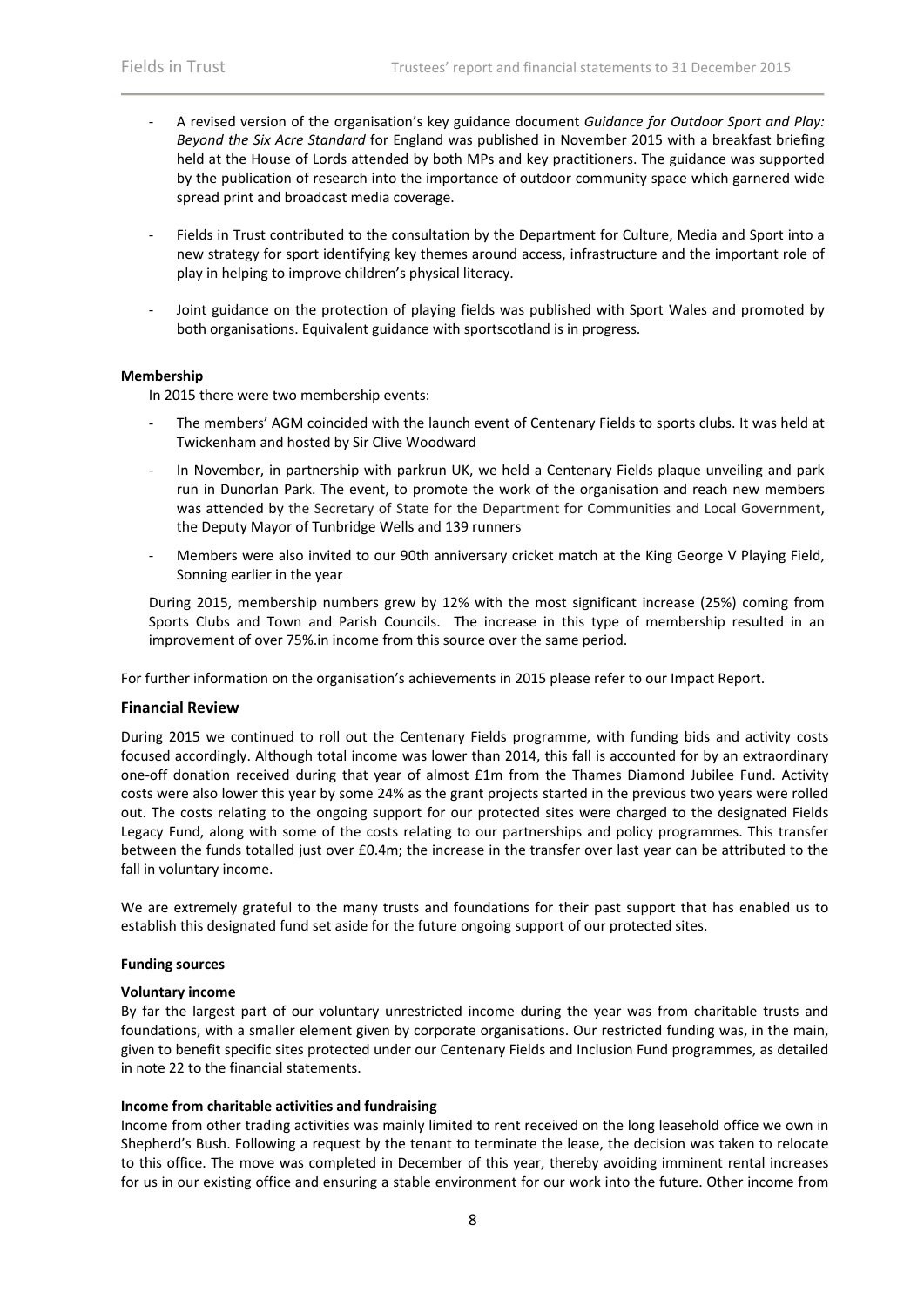- A revised version of the organisation's key guidance document *Guidance for Outdoor Sport and Play: Beyond the Six Acre Standard* for England was published in November 2015 with a breakfast briefing held at the House of Lords attended by both MPs and key practitioners. The guidance was supported by the publication of research into the importance of outdoor community space which garnered wide spread print and broadcast media coverage.

- Fields in Trust contributed to the consultation by the Department for Culture, Media and Sport into a new strategy for sport identifying key themes around access, infrastructure and the important role of play in helping to improve children's physical literacy.

- Joint guidance on the protection of playing fields was published with Sport Wales and promoted by both organisations. Equivalent guidance with sportscotland is in progress.

**Membership**

In 2015 there were two membership events:

- The members' AGM coincided with the launch event of Centenary Fields to sports clubs. It was held at Twickenham and hosted by Sir Clive Woodward

- In November, in partnership with parkrun UK, we held a Centenary Fields plaque unveiling and park run in Dunorlan Park. The event, to promote the work of the organisation and reach new members was attended by the Secretary of State for the Department for Communities and Local Government, the Deputy Mayor of Tunbridge Wells and 139 runners

- Members were also invited to our 90th anniversary cricket match at the King George V Playing Field, Sonning earlier in the year

During 2015, membership numbers grew by 12% with the most significant increase (25%) coming from Sports Clubs and Town and Parish Councils. The increase in this type of membership resulted in an improvement of over 75%.in income from this source over the same period.

For further information on the organisation's achievements in 2015 please refer to our Impact Report.

## Financial Review

During 2015 we continued to roll out the Centenary Fields programme, with funding bids and activity costs focused accordingly. Although total income was lower than 2014, this fall is accounted for by an extraordinary one-off donation received during that year of almost £1m from the Thames Diamond Jubilee Fund. Activity costs were also lower this year by some 24% as the grant projects started in the previous two years were rolled out. The costs relating to the ongoing support for our protected sites were charged to the designated Fields Legacy Fund, along with some of the costs relating to our partnerships and policy programmes. This transfer between the funds totalled just over £0.4m; the increase in the transfer over last year can be attributed to the fall in voluntary income.

We are extremely grateful to the many trusts and foundations for their past support that has enabled us to establish this designated fund set aside for the future ongoing support of our protected sites.

**Funding sources**

**Voluntary income**

By far the largest part of our voluntary unrestricted income during the year was from charitable trusts and foundations, with a smaller element given by corporate organisations. Our restricted funding was, in the main, given to benefit specific sites protected under our Centenary Fields and Inclusion Fund programmes, as detailed in note 22 to the financial statements.

**Income from charitable activities and fundraising**

Income from other trading activities was mainly limited to rent received on the long leasehold office we own in Shepherd's Bush. Following a request by the tenant to terminate the lease, the decision was taken to relocate to this office. The move was completed in December of this year, thereby avoiding imminent rental increases for us in our existing office and ensuring a stable environment for our work into the future. Other income from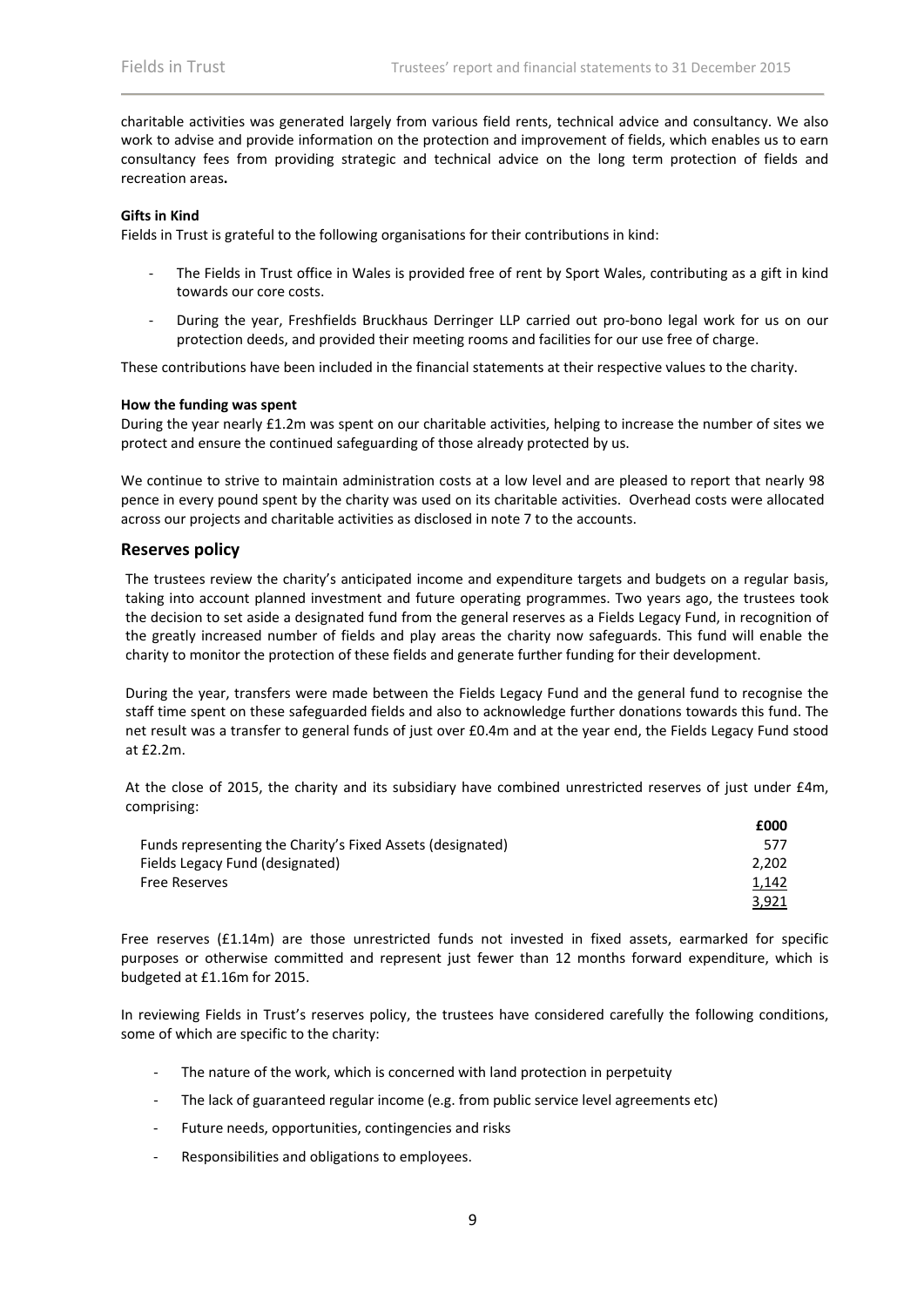charitable activities was generated largely from various field rents, technical advice and consultancy. We also work to advise and provide information on the protection and improvement of fields, which enables us to earn consultancy fees from providing strategic and technical advice on the long term protection of fields and recreation areas**.**

**Gifts in Kind**

Fields in Trust is grateful to the following organisations for their contributions in kind:

- The Fields in Trust office in Wales is provided free of rent by Sport Wales, contributing as a gift in kind towards our core costs.
- During the year, Freshfields Bruckhaus Derringer LLP carried out pro-bono legal work for us on our protection deeds, and provided their meeting rooms and facilities for our use free of charge.

These contributions have been included in the financial statements at their respective values to the charity.

**How the funding was spent**

During the year nearly £1.2m was spent on our charitable activities, helping to increase the number of sites we protect and ensure the continued safeguarding of those already protected by us.

We continue to strive to maintain administration costs at a low level and are pleased to report that nearly 98 pence in every pound spent by the charity was used on its charitable activities. Overhead costs were allocated across our projects and charitable activities as disclosed in note 7 to the accounts.

## Reserves policy

The trustees review the charity's anticipated income and expenditure targets and budgets on a regular basis, taking into account planned investment and future operating programmes. Two years ago, the trustees took the decision to set aside a designated fund from the general reserves as a Fields Legacy Fund, in recognition of the greatly increased number of fields and play areas the charity now safeguards. This fund will enable the charity to monitor the protection of these fields and generate further funding for their development.

During the year, transfers were made between the Fields Legacy Fund and the general fund to recognise the staff time spent on these safeguarded fields and also to acknowledge further donations towards this fund. The net result was a transfer to general funds of just over £0.4m and at the year end, the Fields Legacy Fund stood at £2.2m.

At the close of 2015, the charity and its subsidiary have combined unrestricted reserves of just under £4m, comprising:

| | £000 |
|---|---|
| Funds representing the Charity's Fixed Assets (designated) | 577 |
| Fields Legacy Fund (designated) | 2,202 |
| Free Reserves | 1,142 |
| | 3,921 |

Free reserves (£1.14m) are those unrestricted funds not invested in fixed assets, earmarked for specific purposes or otherwise committed and represent just fewer than 12 months forward expenditure, which is budgeted at £1.16m for 2015.

In reviewing Fields in Trust's reserves policy, the trustees have considered carefully the following conditions, some of which are specific to the charity:

- The nature of the work, which is concerned with land protection in perpetuity
- The lack of guaranteed regular income (e.g. from public service level agreements etc)
- Future needs, opportunities, contingencies and risks
- Responsibilities and obligations to employees.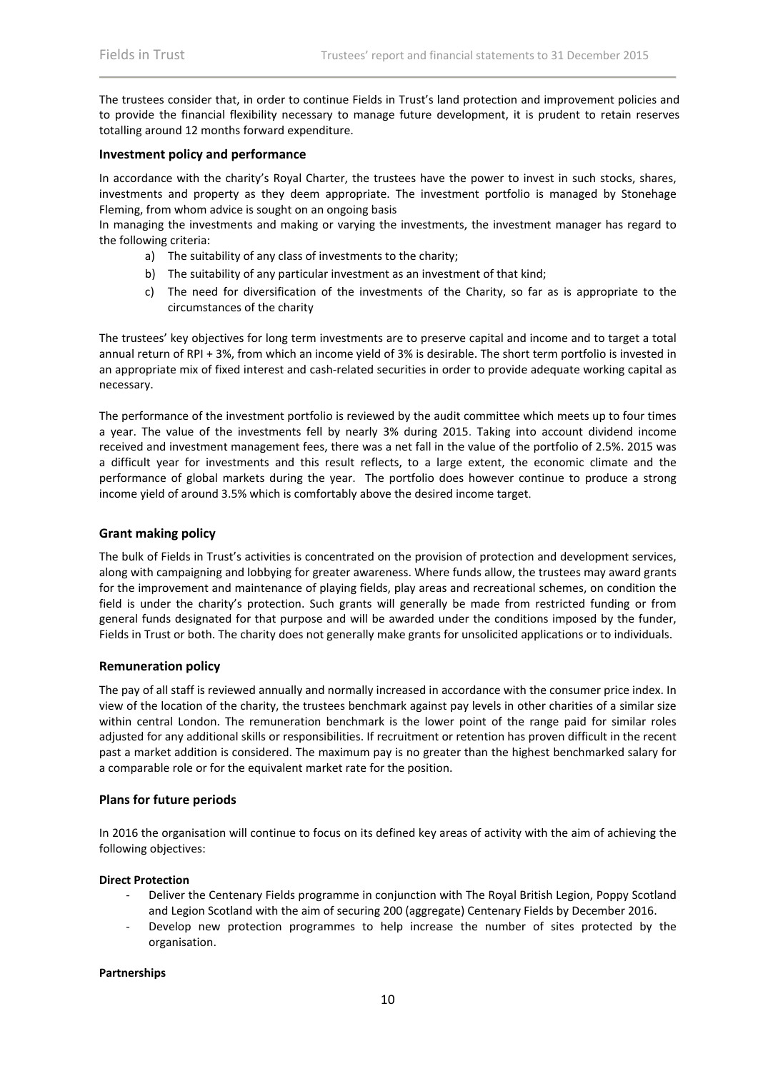The trustees consider that, in order to continue Fields in Trust's land protection and improvement policies and to provide the financial flexibility necessary to manage future development, it is prudent to retain reserves totalling around 12 months forward expenditure.

### Investment policy and performance

In accordance with the charity's Royal Charter, the trustees have the power to invest in such stocks, shares, investments and property as they deem appropriate. The investment portfolio is managed by Stonehage Fleming, from whom advice is sought on an ongoing basis

In managing the investments and making or varying the investments, the investment manager has regard to the following criteria:

a) The suitability of any class of investments to the charity;
b) The suitability of any particular investment as an investment of that kind;
c) The need for diversification of the investments of the Charity, so far as is appropriate to the circumstances of the charity

The trustees' key objectives for long term investments are to preserve capital and income and to target a total annual return of RPI + 3%, from which an income yield of 3% is desirable. The short term portfolio is invested in an appropriate mix of fixed interest and cash-related securities in order to provide adequate working capital as necessary.

The performance of the investment portfolio is reviewed by the audit committee which meets up to four times a year. The value of the investments fell by nearly 3% during 2015. Taking into account dividend income received and investment management fees, there was a net fall in the value of the portfolio of 2.5%. 2015 was a difficult year for investments and this result reflects, to a large extent, the economic climate and the performance of global markets during the year. The portfolio does however continue to produce a strong income yield of around 3.5% which is comfortably above the desired income target.

### Grant making policy

The bulk of Fields in Trust's activities is concentrated on the provision of protection and development services, along with campaigning and lobbying for greater awareness. Where funds allow, the trustees may award grants for the improvement and maintenance of playing fields, play areas and recreational schemes, on condition the field is under the charity's protection. Such grants will generally be made from restricted funding or from general funds designated for that purpose and will be awarded under the conditions imposed by the funder, Fields in Trust or both. The charity does not generally make grants for unsolicited applications or to individuals.

### Remuneration policy

The pay of all staff is reviewed annually and normally increased in accordance with the consumer price index. In view of the location of the charity, the trustees benchmark against pay levels in other charities of a similar size within central London. The remuneration benchmark is the lower point of the range paid for similar roles adjusted for any additional skills or responsibilities. If recruitment or retention has proven difficult in the recent past a market addition is considered. The maximum pay is no greater than the highest benchmarked salary for a comparable role or for the equivalent market rate for the position.

### Plans for future periods

In 2016 the organisation will continue to focus on its defined key areas of activity with the aim of achieving the following objectives:

**Direct Protection**

- Deliver the Centenary Fields programme in conjunction with The Royal British Legion, Poppy Scotland and Legion Scotland with the aim of securing 200 (aggregate) Centenary Fields by December 2016.
- Develop new protection programmes to help increase the number of sites protected by the organisation.

**Partnerships**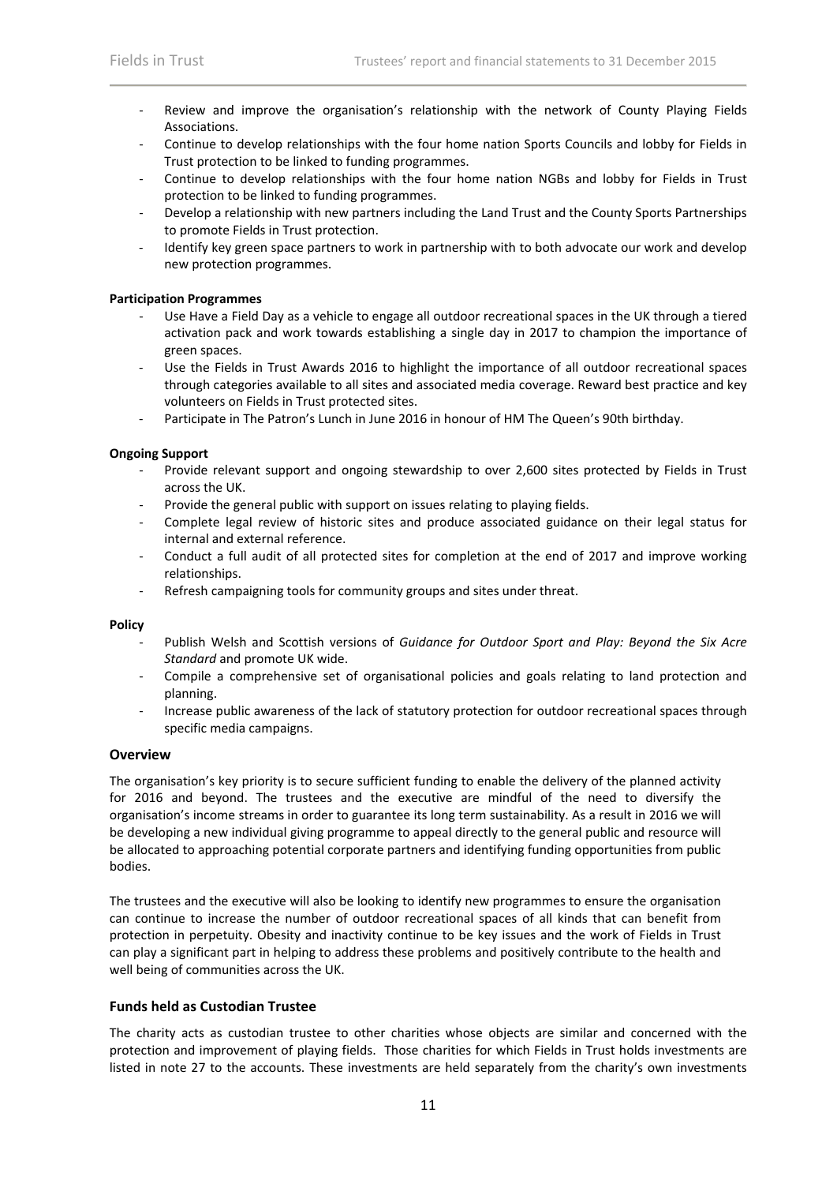- Review and improve the organisation's relationship with the network of County Playing Fields Associations.
- Continue to develop relationships with the four home nation Sports Councils and lobby for Fields in Trust protection to be linked to funding programmes.
- Continue to develop relationships with the four home nation NGBs and lobby for Fields in Trust protection to be linked to funding programmes.
- Develop a relationship with new partners including the Land Trust and the County Sports Partnerships to promote Fields in Trust protection.
- Identify key green space partners to work in partnership with to both advocate our work and develop new protection programmes.

**Participation Programmes**

- Use Have a Field Day as a vehicle to engage all outdoor recreational spaces in the UK through a tiered activation pack and work towards establishing a single day in 2017 to champion the importance of green spaces.
- Use the Fields in Trust Awards 2016 to highlight the importance of all outdoor recreational spaces through categories available to all sites and associated media coverage. Reward best practice and key volunteers on Fields in Trust protected sites.
- Participate in The Patron's Lunch in June 2016 in honour of HM The Queen's 90th birthday.

**Ongoing Support**

- Provide relevant support and ongoing stewardship to over 2,600 sites protected by Fields in Trust across the UK.
- Provide the general public with support on issues relating to playing fields.
- Complete legal review of historic sites and produce associated guidance on their legal status for internal and external reference.
- Conduct a full audit of all protected sites for completion at the end of 2017 and improve working relationships.
- Refresh campaigning tools for community groups and sites under threat.

**Policy**

- Publish Welsh and Scottish versions of *Guidance for Outdoor Sport and Play: Beyond the Six Acre Standard* and promote UK wide.
- Compile a comprehensive set of organisational policies and goals relating to land protection and planning.
- Increase public awareness of the lack of statutory protection for outdoor recreational spaces through specific media campaigns.

## Overview

The organisation's key priority is to secure sufficient funding to enable the delivery of the planned activity for 2016 and beyond. The trustees and the executive are mindful of the need to diversify the organisation's income streams in order to guarantee its long term sustainability. As a result in 2016 we will be developing a new individual giving programme to appeal directly to the general public and resource will be allocated to approaching potential corporate partners and identifying funding opportunities from public bodies.

The trustees and the executive will also be looking to identify new programmes to ensure the organisation can continue to increase the number of outdoor recreational spaces of all kinds that can benefit from protection in perpetuity. Obesity and inactivity continue to be key issues and the work of Fields in Trust can play a significant part in helping to address these problems and positively contribute to the health and well being of communities across the UK.

## Funds held as Custodian Trustee

The charity acts as custodian trustee to other charities whose objects are similar and concerned with the protection and improvement of playing fields. Those charities for which Fields in Trust holds investments are listed in note 27 to the accounts. These investments are held separately from the charity's own investments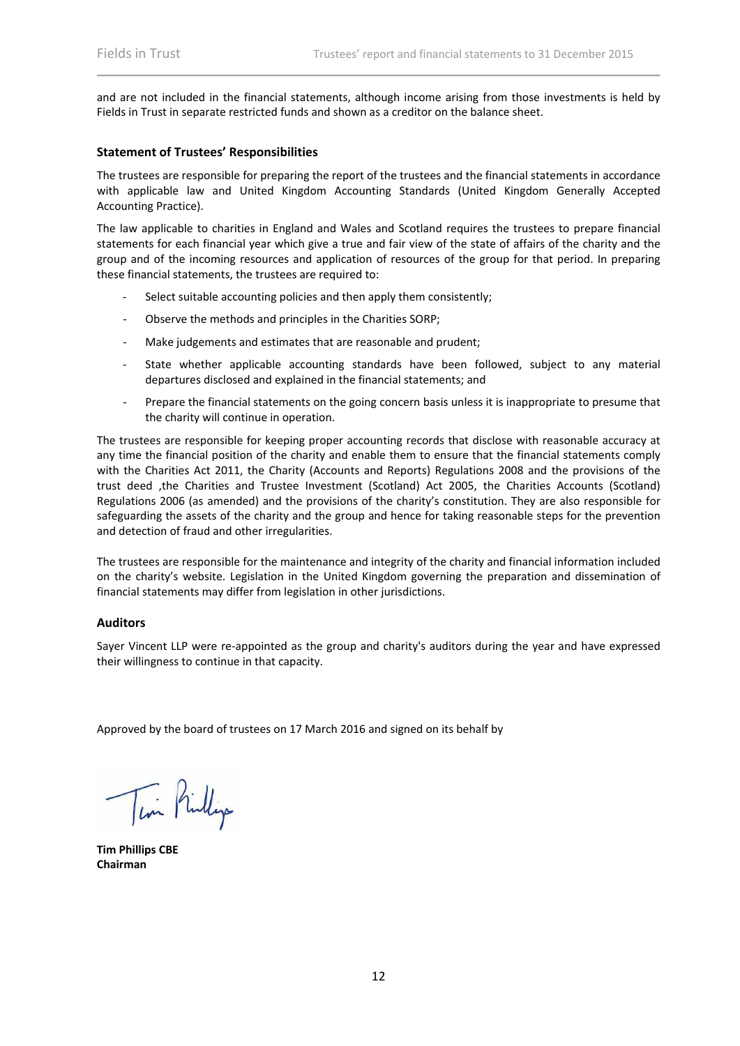and are not included in the financial statements, although income arising from those investments is held by Fields in Trust in separate restricted funds and shown as a creditor on the balance sheet.

### Statement of Trustees' Responsibilities

The trustees are responsible for preparing the report of the trustees and the financial statements in accordance with applicable law and United Kingdom Accounting Standards (United Kingdom Generally Accepted Accounting Practice).

The law applicable to charities in England and Wales and Scotland requires the trustees to prepare financial statements for each financial year which give a true and fair view of the state of affairs of the charity and the group and of the incoming resources and application of resources of the group for that period. In preparing these financial statements, the trustees are required to:

- Select suitable accounting policies and then apply them consistently;
- Observe the methods and principles in the Charities SORP;
- Make judgements and estimates that are reasonable and prudent;
- State whether applicable accounting standards have been followed, subject to any material departures disclosed and explained in the financial statements; and
- Prepare the financial statements on the going concern basis unless it is inappropriate to presume that the charity will continue in operation.

The trustees are responsible for keeping proper accounting records that disclose with reasonable accuracy at any time the financial position of the charity and enable them to ensure that the financial statements comply with the Charities Act 2011, the Charity (Accounts and Reports) Regulations 2008 and the provisions of the trust deed ,the Charities and Trustee Investment (Scotland) Act 2005, the Charities Accounts (Scotland) Regulations 2006 (as amended) and the provisions of the charity's constitution. They are also responsible for safeguarding the assets of the charity and the group and hence for taking reasonable steps for the prevention and detection of fraud and other irregularities.

The trustees are responsible for the maintenance and integrity of the charity and financial information included on the charity's website. Legislation in the United Kingdom governing the preparation and dissemination of financial statements may differ from legislation in other jurisdictions.

### Auditors

Sayer Vincent LLP were re-appointed as the group and charity's auditors during the year and have expressed their willingness to continue in that capacity.

Approved by the board of trustees on 17 March 2016 and signed on its behalf by

**Tim Phillips CBE**
**Chairman**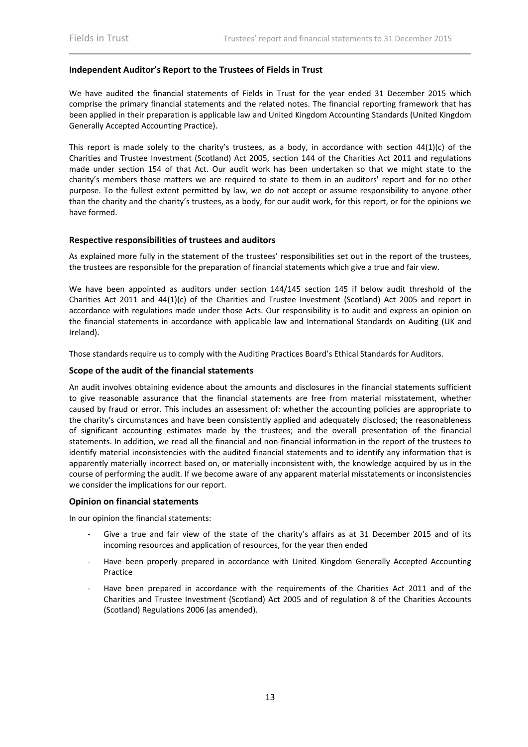## Independent Auditor's Report to the Trustees of Fields in Trust

We have audited the financial statements of Fields in Trust for the year ended 31 December 2015 which comprise the primary financial statements and the related notes. The financial reporting framework that has been applied in their preparation is applicable law and United Kingdom Accounting Standards (United Kingdom Generally Accepted Accounting Practice).

This report is made solely to the charity's trustees, as a body, in accordance with section 44(1)(c) of the Charities and Trustee Investment (Scotland) Act 2005, section 144 of the Charities Act 2011 and regulations made under section 154 of that Act. Our audit work has been undertaken so that we might state to the charity's members those matters we are required to state to them in an auditors' report and for no other purpose. To the fullest extent permitted by law, we do not accept or assume responsibility to anyone other than the charity and the charity's trustees, as a body, for our audit work, for this report, or for the opinions we have formed.

### Respective responsibilities of trustees and auditors

As explained more fully in the statement of the trustees' responsibilities set out in the report of the trustees, the trustees are responsible for the preparation of financial statements which give a true and fair view.

We have been appointed as auditors under section 144/145 section 145 if below audit threshold of the Charities Act 2011 and 44(1)(c) of the Charities and Trustee Investment (Scotland) Act 2005 and report in accordance with regulations made under those Acts. Our responsibility is to audit and express an opinion on the financial statements in accordance with applicable law and International Standards on Auditing (UK and Ireland).

Those standards require us to comply with the Auditing Practices Board's Ethical Standards for Auditors.

### Scope of the audit of the financial statements

An audit involves obtaining evidence about the amounts and disclosures in the financial statements sufficient to give reasonable assurance that the financial statements are free from material misstatement, whether caused by fraud or error. This includes an assessment of: whether the accounting policies are appropriate to the charity's circumstances and have been consistently applied and adequately disclosed; the reasonableness of significant accounting estimates made by the trustees; and the overall presentation of the financial statements. In addition, we read all the financial and non-financial information in the report of the trustees to identify material inconsistencies with the audited financial statements and to identify any information that is apparently materially incorrect based on, or materially inconsistent with, the knowledge acquired by us in the course of performing the audit. If we become aware of any apparent material misstatements or inconsistencies we consider the implications for our report.

### Opinion on financial statements

In our opinion the financial statements:

- Give a true and fair view of the state of the charity's affairs as at 31 December 2015 and of its incoming resources and application of resources, for the year then ended
- Have been properly prepared in accordance with United Kingdom Generally Accepted Accounting Practice
- Have been prepared in accordance with the requirements of the Charities Act 2011 and of the Charities and Trustee Investment (Scotland) Act 2005 and of regulation 8 of the Charities Accounts (Scotland) Regulations 2006 (as amended).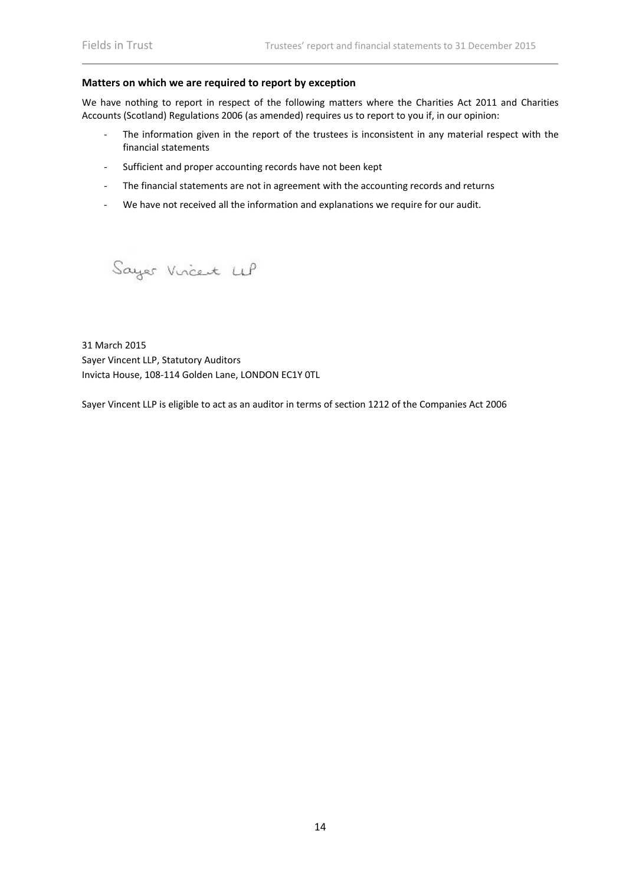**Matters on which we are required to report by exception**

We have nothing to report in respect of the following matters where the Charities Act 2011 and Charities Accounts (Scotland) Regulations 2006 (as amended) requires us to report to you if, in our opinion:

- The information given in the report of the trustees is inconsistent in any material respect with the financial statements
- Sufficient and proper accounting records have not been kept
- The financial statements are not in agreement with the accounting records and returns
- We have not received all the information and explanations we require for our audit.

Sayer Vincent LLP

31 March 2015
Sayer Vincent LLP, Statutory Auditors
Invicta House, 108-114 Golden Lane, LONDON EC1Y 0TL

Sayer Vincent LLP is eligible to act as an auditor in terms of section 1212 of the Companies Act 2006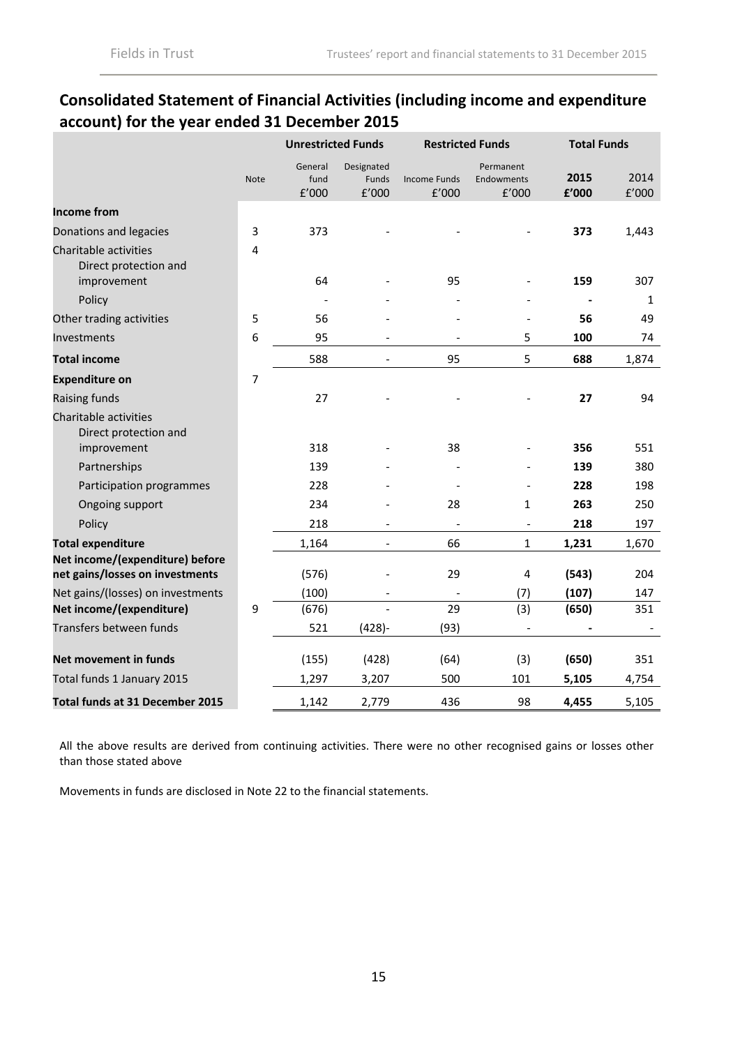## Consolidated Statement of Financial Activities (including income and expenditure account) for the year ended 31 December 2015

| | | Unrestricted Funds | | Restricted Funds | | Total Funds | |
|---|---|---|---|---|---|---|---|
| | Note | General fund £'000 | Designated Funds £'000 | Income Funds £'000 | Permanent Endowments £'000 | **2015 £'000** | 2014 £'000 |
| **Income from** | | | | | | | |
| Donations and legacies | 3 | 373 | - | - | - | **373** | 1,443 |
| Charitable activities | 4 | | | | | | |
| Direct protection and improvement | | 64 | - | 95 | - | **159** | 307 |
| Policy | | - | - | - | - | **-** | 1 |
| Other trading activities | 5 | 56 | - | - | - | **56** | 49 |
| Investments | 6 | 95 | - | - | 5 | **100** | 74 |
| **Total income** | | 588 | - | 95 | 5 | **688** | 1,874 |
| **Expenditure on** | 7 | | | | | | |
| Raising funds | | 27 | - | - | - | **27** | 94 |
| Charitable activities | | | | | | | |
| Direct protection and improvement | | 318 | - | 38 | - | **356** | 551 |
| Partnerships | | 139 | - | - | - | **139** | 380 |
| Participation programmes | | 228 | - | - | - | **228** | 198 |
| Ongoing support | | 234 | - | 28 | 1 | **263** | 250 |
| Policy | | 218 | - | - | - | **218** | 197 |
| **Total expenditure** | | 1,164 | - | 66 | 1 | **1,231** | 1,670 |
| **Net income/(expenditure) before net gains/losses on investments** | | (576) | - | 29 | 4 | **(543)** | 204 |
| Net gains/(losses) on investments | | (100) | - | - | (7) | **(107)** | 147 |
| **Net income/(expenditure)** | 9 | (676) | - | 29 | (3) | **(650)** | 351 |
| Transfers between funds | | 521 | (428)- | (93) | - | **-** | - |
| **Net movement in funds** | | (155) | (428) | (64) | (3) | **(650)** | 351 |
| Total funds 1 January 2015 | | 1,297 | 3,207 | 500 | 101 | **5,105** | 4,754 |
| **Total funds at 31 December 2015** | | 1,142 | 2,779 | 436 | 98 | **4,455** | 5,105 |

All the above results are derived from continuing activities. There were no other recognised gains or losses other than those stated above

Movements in funds are disclosed in Note 22 to the financial statements.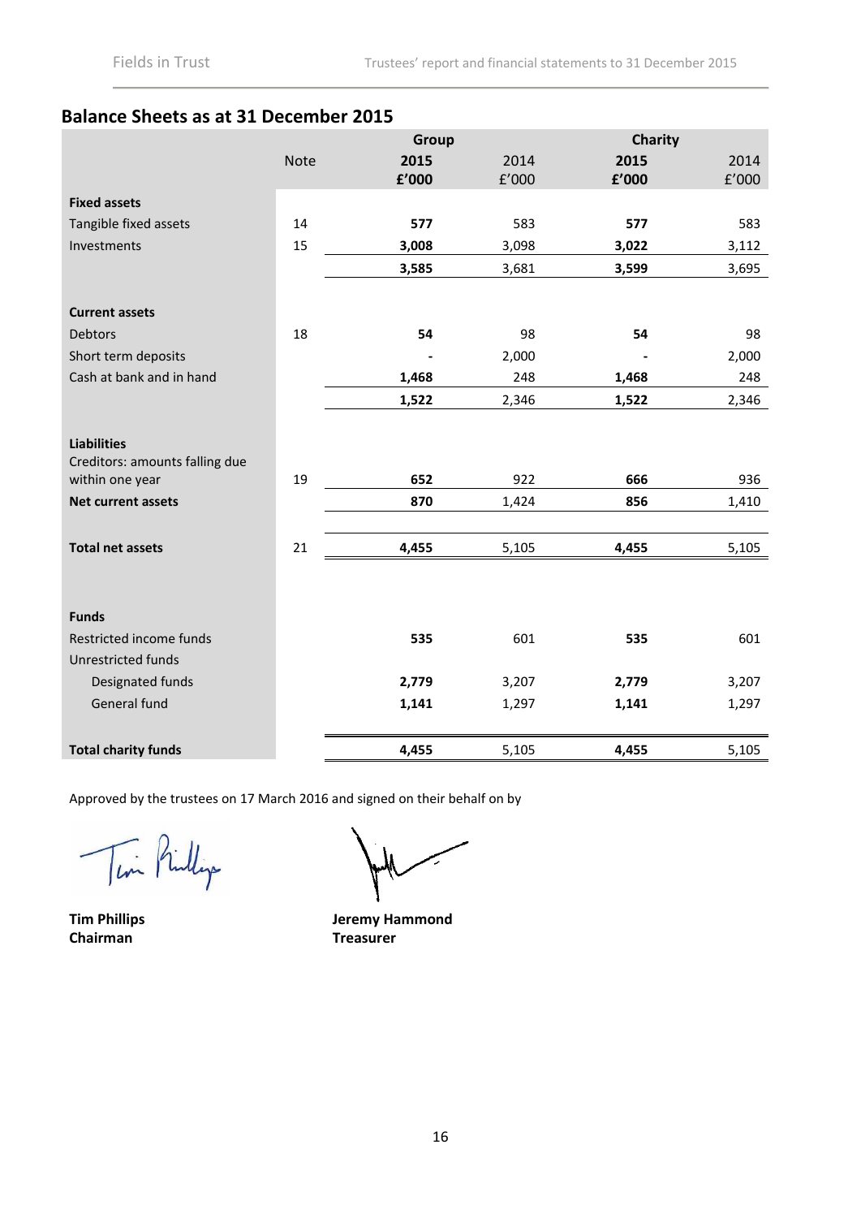## Balance Sheets as at 31 December 2015

| | Note | Group | | Charity | |
|---|---|---|---|---|---|
| | | **2015** | 2014 | **2015** | 2014 |
| | | **£'000** | £'000 | **£'000** | £'000 |
| **Fixed assets** | | | | | |
| Tangible fixed assets | 14 | **577** | 583 | **577** | 583 |
| Investments | 15 | **3,008** | 3,098 | **3,022** | 3,112 |
| | | **3,585** | 3,681 | **3,599** | 3,695 |
| **Current assets** | | | | | |
| Debtors | 18 | **54** | 98 | **54** | 98 |
| Short term deposits | | **-** | 2,000 | **-** | 2,000 |
| Cash at bank and in hand | | **1,468** | 248 | **1,468** | 248 |
| | | **1,522** | 2,346 | **1,522** | 2,346 |
| **Liabilities** | | | | | |
| Creditors: amounts falling due within one year | 19 | **652** | 922 | **666** | 936 |
| **Net current assets** | | **870** | 1,424 | **856** | 1,410 |
| **Total net assets** | 21 | **4,455** | 5,105 | **4,455** | 5,105 |
| **Funds** | | | | | |
| Restricted income funds | | **535** | 601 | **535** | 601 |
| Unrestricted funds | | | | | |
| Designated funds | | **2,779** | 3,207 | **2,779** | 3,207 |
| General fund | | **1,141** | 1,297 | **1,141** | 1,297 |
| **Total charity funds** | | **4,455** | 5,105 | **4,455** | 5,105 |

Approved by the trustees on 17 March 2016 and signed on their behalf on by

**Tim Phillips**
**Chairman**

**Jeremy Hammond**
**Treasurer**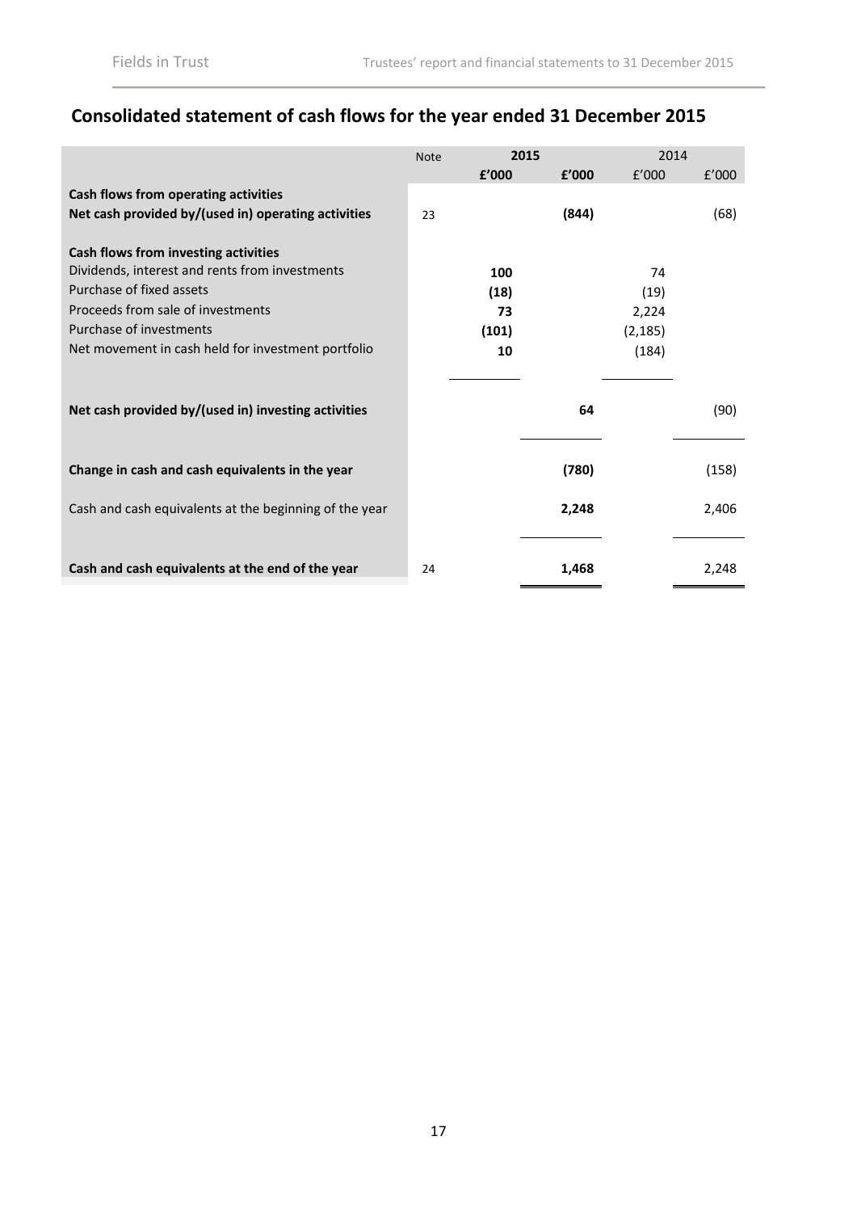# Consolidated statement of cash flows for the year ended 31 December 2015

| | Note | 2015 | | 2014 | |
|---|---|---|---|---|---|
| | | **£'000** | **£'000** | £'000 | £'000 |
| **Cash flows from operating activities** | | | | | |
| **Net cash provided by/(used in) operating activities** | 23 | | **(844)** | | (68) |
| | | | | | |
| **Cash flows from investing activities** | | | | | |
| Dividends, interest and rents from investments | | **100** | | 74 | |
| Purchase of fixed assets | | **(18)** | | (19) | |
| Proceeds from sale of investments | | **73** | | 2,224 | |
| Purchase of investments | | **(101)** | | (2,185) | |
| Net movement in cash held for investment portfolio | | **10** | | (184) | |
| | | | | | |
| **Net cash provided by/(used in) investing activities** | | | **64** | | (90) |
| | | | | | |
| **Change in cash and cash equivalents in the year** | | | **(780)** | | (158) |
| | | | | | |
| Cash and cash equivalents at the beginning of the year | | | **2,248** | | 2,406 |
| | | | | | |
| **Cash and cash equivalents at the end of the year** | 24 | | **1,468** | | 2,248 |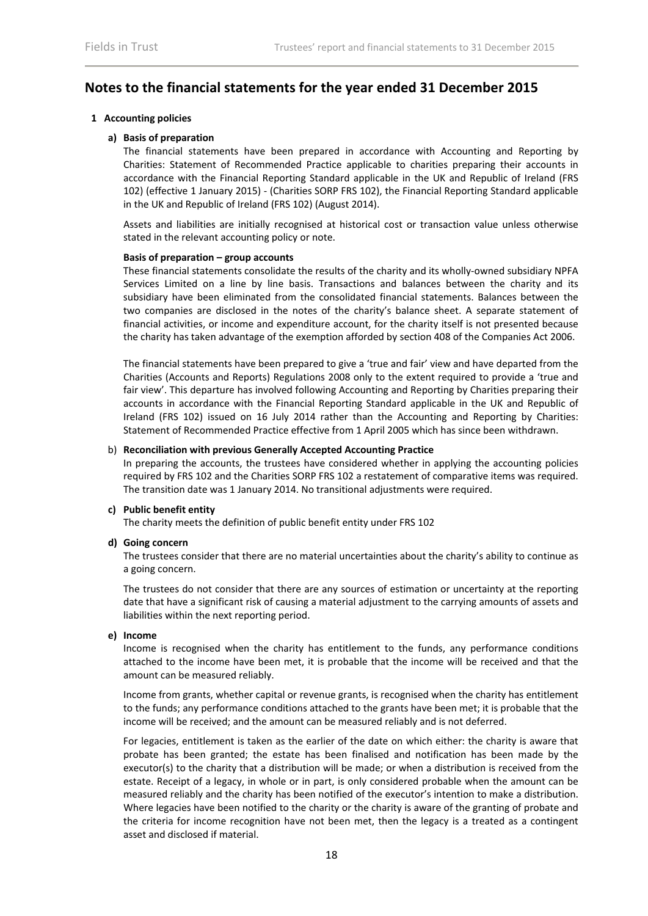## Notes to the financial statements for the year ended 31 December 2015

### 1 Accounting policies

**a) Basis of preparation**

The financial statements have been prepared in accordance with Accounting and Reporting by Charities: Statement of Recommended Practice applicable to charities preparing their accounts in accordance with the Financial Reporting Standard applicable in the UK and Republic of Ireland (FRS 102) (effective 1 January 2015) - (Charities SORP FRS 102), the Financial Reporting Standard applicable in the UK and Republic of Ireland (FRS 102) (August 2014).

Assets and liabilities are initially recognised at historical cost or transaction value unless otherwise stated in the relevant accounting policy or note.

**Basis of preparation – group accounts**

These financial statements consolidate the results of the charity and its wholly-owned subsidiary NPFA Services Limited on a line by line basis. Transactions and balances between the charity and its subsidiary have been eliminated from the consolidated financial statements. Balances between the two companies are disclosed in the notes of the charity's balance sheet. A separate statement of financial activities, or income and expenditure account, for the charity itself is not presented because the charity has taken advantage of the exemption afforded by section 408 of the Companies Act 2006.

The financial statements have been prepared to give a 'true and fair' view and have departed from the Charities (Accounts and Reports) Regulations 2008 only to the extent required to provide a 'true and fair view'. This departure has involved following Accounting and Reporting by Charities preparing their accounts in accordance with the Financial Reporting Standard applicable in the UK and Republic of Ireland (FRS 102) issued on 16 July 2014 rather than the Accounting and Reporting by Charities: Statement of Recommended Practice effective from 1 April 2005 which has since been withdrawn.

b) **Reconciliation with previous Generally Accepted Accounting Practice**

In preparing the accounts, the trustees have considered whether in applying the accounting policies required by FRS 102 and the Charities SORP FRS 102 a restatement of comparative items was required. The transition date was 1 January 2014. No transitional adjustments were required.

**c) Public benefit entity**

The charity meets the definition of public benefit entity under FRS 102

**d) Going concern**

The trustees consider that there are no material uncertainties about the charity's ability to continue as a going concern.

The trustees do not consider that there are any sources of estimation or uncertainty at the reporting date that have a significant risk of causing a material adjustment to the carrying amounts of assets and liabilities within the next reporting period.

**e) Income**

Income is recognised when the charity has entitlement to the funds, any performance conditions attached to the income have been met, it is probable that the income will be received and that the amount can be measured reliably.

Income from grants, whether capital or revenue grants, is recognised when the charity has entitlement to the funds; any performance conditions attached to the grants have been met; it is probable that the income will be received; and the amount can be measured reliably and is not deferred.

For legacies, entitlement is taken as the earlier of the date on which either: the charity is aware that probate has been granted; the estate has been finalised and notification has been made by the executor(s) to the charity that a distribution will be made; or when a distribution is received from the estate. Receipt of a legacy, in whole or in part, is only considered probable when the amount can be measured reliably and the charity has been notified of the executor's intention to make a distribution. Where legacies have been notified to the charity or the charity is aware of the granting of probate and the criteria for income recognition have not been met, then the legacy is a treated as a contingent asset and disclosed if material.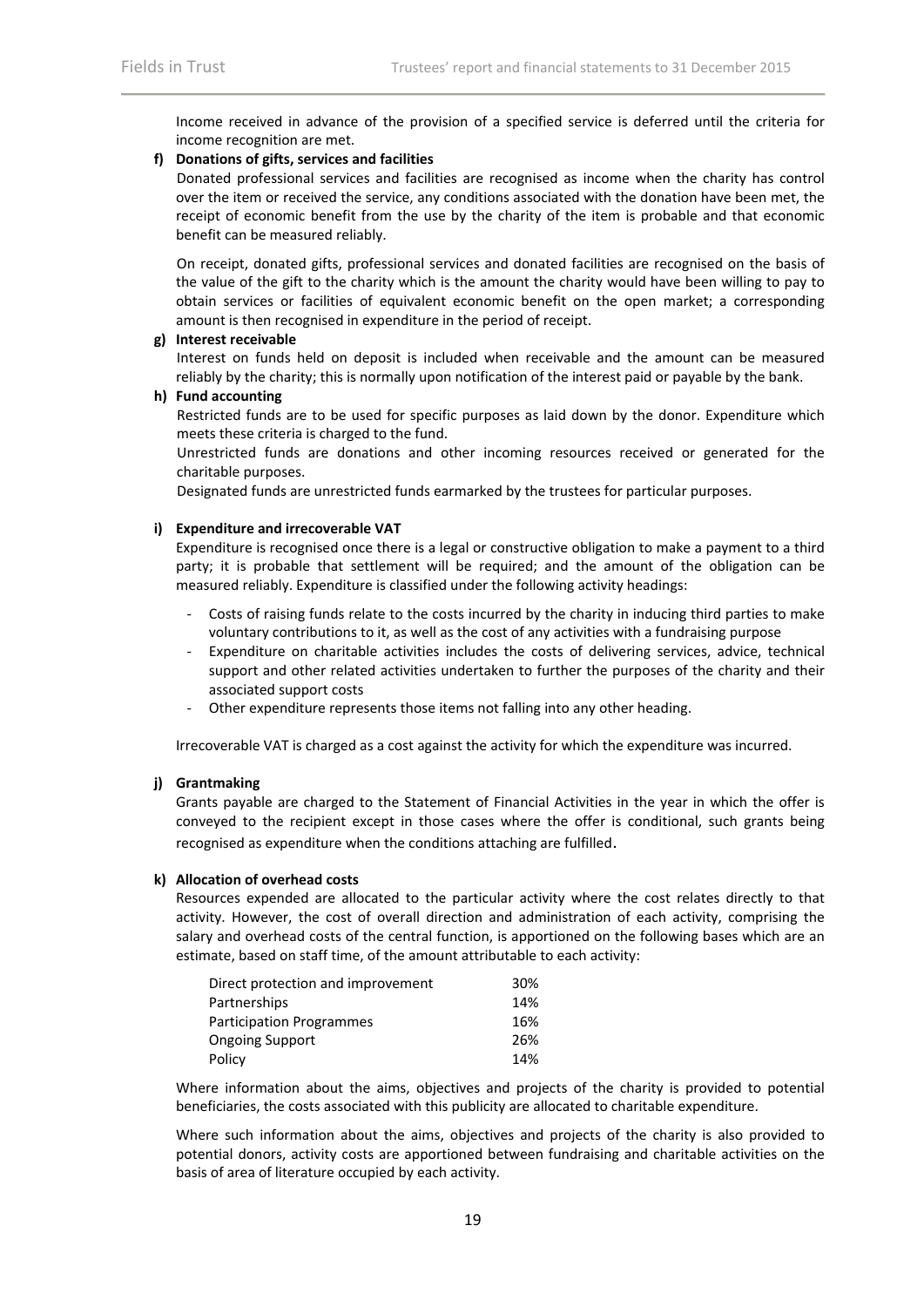Income received in advance of the provision of a specified service is deferred until the criteria for income recognition are met.

**f) Donations of gifts, services and facilities**

Donated professional services and facilities are recognised as income when the charity has control over the item or received the service, any conditions associated with the donation have been met, the receipt of economic benefit from the use by the charity of the item is probable and that economic benefit can be measured reliably.

On receipt, donated gifts, professional services and donated facilities are recognised on the basis of the value of the gift to the charity which is the amount the charity would have been willing to pay to obtain services or facilities of equivalent economic benefit on the open market; a corresponding amount is then recognised in expenditure in the period of receipt.

**g) Interest receivable**

Interest on funds held on deposit is included when receivable and the amount can be measured reliably by the charity; this is normally upon notification of the interest paid or payable by the bank.

**h) Fund accounting**

Restricted funds are to be used for specific purposes as laid down by the donor. Expenditure which meets these criteria is charged to the fund.

Unrestricted funds are donations and other incoming resources received or generated for the charitable purposes.

Designated funds are unrestricted funds earmarked by the trustees for particular purposes.

**i) Expenditure and irrecoverable VAT**

Expenditure is recognised once there is a legal or constructive obligation to make a payment to a third party; it is probable that settlement will be required; and the amount of the obligation can be measured reliably. Expenditure is classified under the following activity headings:

- Costs of raising funds relate to the costs incurred by the charity in inducing third parties to make voluntary contributions to it, as well as the cost of any activities with a fundraising purpose
- Expenditure on charitable activities includes the costs of delivering services, advice, technical support and other related activities undertaken to further the purposes of the charity and their associated support costs
- Other expenditure represents those items not falling into any other heading.

Irrecoverable VAT is charged as a cost against the activity for which the expenditure was incurred.

**j) Grantmaking**

Grants payable are charged to the Statement of Financial Activities in the year in which the offer is conveyed to the recipient except in those cases where the offer is conditional, such grants being recognised as expenditure when the conditions attaching are fulfilled.

**k) Allocation of overhead costs**

Resources expended are allocated to the particular activity where the cost relates directly to that activity. However, the cost of overall direction and administration of each activity, comprising the salary and overhead costs of the central function, is apportioned on the following bases which are an estimate, based on staff time, of the amount attributable to each activity:

| | |
|---|---|
| Direct protection and improvement | 30% |
| Partnerships | 14% |
| Participation Programmes | 16% |
| Ongoing Support | 26% |
| Policy | 14% |

Where information about the aims, objectives and projects of the charity is provided to potential beneficiaries, the costs associated with this publicity are allocated to charitable expenditure.

Where such information about the aims, objectives and projects of the charity is also provided to potential donors, activity costs are apportioned between fundraising and charitable activities on the basis of area of literature occupied by each activity.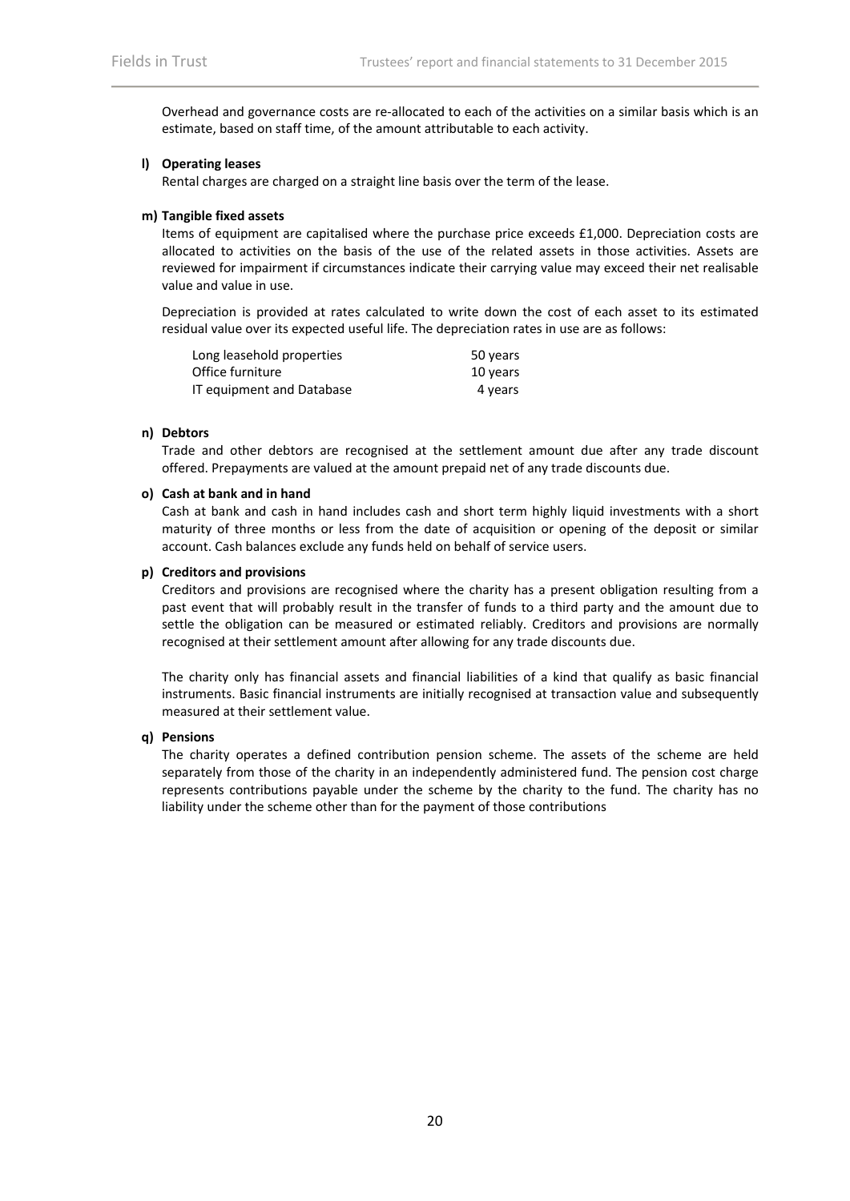Overhead and governance costs are re-allocated to each of the activities on a similar basis which is an estimate, based on staff time, of the amount attributable to each activity.

**l) Operating leases**

Rental charges are charged on a straight line basis over the term of the lease.

**m) Tangible fixed assets**

Items of equipment are capitalised where the purchase price exceeds £1,000. Depreciation costs are allocated to activities on the basis of the use of the related assets in those activities. Assets are reviewed for impairment if circumstances indicate their carrying value may exceed their net realisable value and value in use.

Depreciation is provided at rates calculated to write down the cost of each asset to its estimated residual value over its expected useful life. The depreciation rates in use are as follows:

| | |
|---|---|
| Long leasehold properties | 50 years |
| Office furniture | 10 years |
| IT equipment and Database | 4 years |

**n) Debtors**

Trade and other debtors are recognised at the settlement amount due after any trade discount offered. Prepayments are valued at the amount prepaid net of any trade discounts due.

**o) Cash at bank and in hand**

Cash at bank and cash in hand includes cash and short term highly liquid investments with a short maturity of three months or less from the date of acquisition or opening of the deposit or similar account. Cash balances exclude any funds held on behalf of service users.

**p) Creditors and provisions**

Creditors and provisions are recognised where the charity has a present obligation resulting from a past event that will probably result in the transfer of funds to a third party and the amount due to settle the obligation can be measured or estimated reliably. Creditors and provisions are normally recognised at their settlement amount after allowing for any trade discounts due.

The charity only has financial assets and financial liabilities of a kind that qualify as basic financial instruments. Basic financial instruments are initially recognised at transaction value and subsequently measured at their settlement value.

**q) Pensions**

The charity operates a defined contribution pension scheme. The assets of the scheme are held separately from those of the charity in an independently administered fund. The pension cost charge represents contributions payable under the scheme by the charity to the fund. The charity has no liability under the scheme other than for the payment of those contributions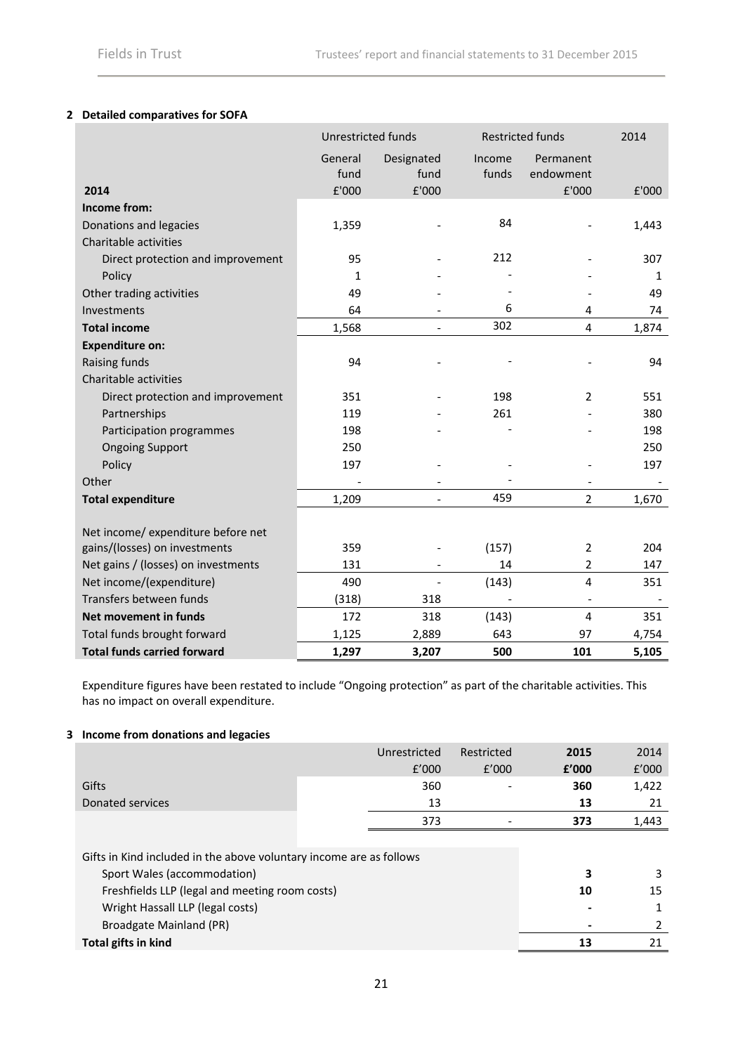## 2 Detailed comparatives for SOFA

| | Unrestricted funds | | Restricted funds | | 2014 |
|---|---|---|---|---|---|
| | General fund | Designated fund | Income funds | Permanent endowment | |
| **2014** | £'000 | £'000 | | £'000 | £'000 |
| **Income from:** | | | | | |
| Donations and legacies | 1,359 | - | 84 | - | 1,443 |
| Charitable activities | | | | | |
| Direct protection and improvement | 95 | - | 212 | - | 307 |
| Policy | 1 | - | - | - | 1 |
| Other trading activities | 49 | - | - | - | 49 |
| Investments | 64 | - | 6 | 4 | 74 |
| **Total income** | 1,568 | - | 302 | 4 | 1,874 |
| **Expenditure on:** | | | | | |
| Raising funds | 94 | - | - | - | 94 |
| Charitable activities | | | | | |
| Direct protection and improvement | 351 | - | 198 | 2 | 551 |
| Partnerships | 119 | - | 261 | - | 380 |
| Participation programmes | 198 | - | - | - | 198 |
| Ongoing Support | 250 | | | | 250 |
| Policy | 197 | - | - | - | 197 |
| Other | - | - | - | - | - |
| **Total expenditure** | 1,209 | - | 459 | 2 | 1,670 |
| Net income/ expenditure before net gains/(losses) on investments | 359 | - | (157) | 2 | 204 |
| Net gains / (losses) on investments | 131 | - | 14 | 2 | 147 |
| Net income/(expenditure) | 490 | - | (143) | 4 | 351 |
| Transfers between funds | (318) | 318 | - | - | - |
| **Net movement in funds** | 172 | 318 | (143) | 4 | 351 |
| Total funds brought forward | 1,125 | 2,889 | 643 | 97 | 4,754 |
| **Total funds carried forward** | **1,297** | **3,207** | **500** | **101** | **5,105** |

Expenditure figures have been restated to include "Ongoing protection" as part of the charitable activities. This has no impact on overall expenditure.

## 3 Income from donations and legacies

| | Unrestricted | Restricted | 2015 | 2014 |
|---|---|---|---|---|
| | £'000 | £'000 | **£'000** | £'000 |
| Gifts | 360 | - | **360** | 1,422 |
| Donated services | 13 | | **13** | 21 |
| | 373 | - | **373** | 1,443 |

| Gifts in Kind included in the above voluntary income are as follows | 2015 | 2014 |
|---|---|---|
| Sport Wales (accommodation) | **3** | 3 |
| Freshfields LLP (legal and meeting room costs) | **10** | 15 |
| Wright Hassall LLP (legal costs) | **-** | 1 |
| Broadgate Mainland (PR) | **-** | 2 |
| **Total gifts in kind** | **13** | 21 |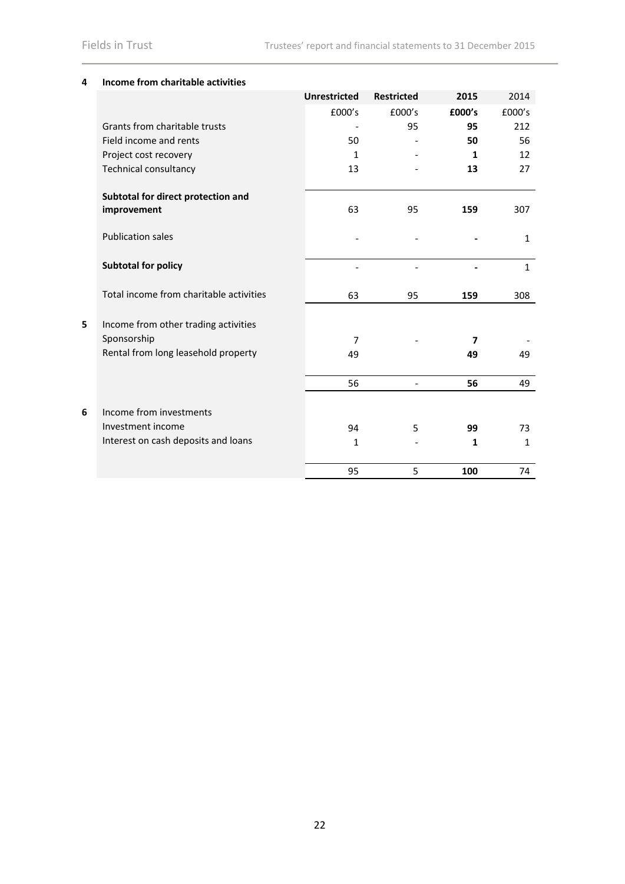## 4 Income from charitable activities

| | Unrestricted | Restricted | 2015 | 2014 |
|---|---|---|---|---|
| | £000's | £000's | **£000's** | £000's |
| Grants from charitable trusts | - | 95 | **95** | 212 |
| Field income and rents | 50 | - | **50** | 56 |
| Project cost recovery | 1 | - | **1** | 12 |
| Technical consultancy | 13 | - | **13** | 27 |
| **Subtotal for direct protection and improvement** | 63 | 95 | **159** | 307 |
| Publication sales | - | - | **-** | 1 |
| **Subtotal for policy** | - | - | **-** | 1 |
| Total income from charitable activities | 63 | 95 | **159** | 308 |

## 5 Income from other trading activities

| | Unrestricted | Restricted | 2015 | 2014 |
|---|---|---|---|---|
| Sponsorship | 7 | - | **7** | - |
| Rental from long leasehold property | 49 | | **49** | 49 |
| | 56 | - | **56** | 49 |

## 6 Income from investments

| | Unrestricted | Restricted | 2015 | 2014 |
|---|---|---|---|---|
| Investment income | 94 | 5 | **99** | 73 |
| Interest on cash deposits and loans | 1 | - | **1** | 1 |
| | 95 | 5 | **100** | 74 |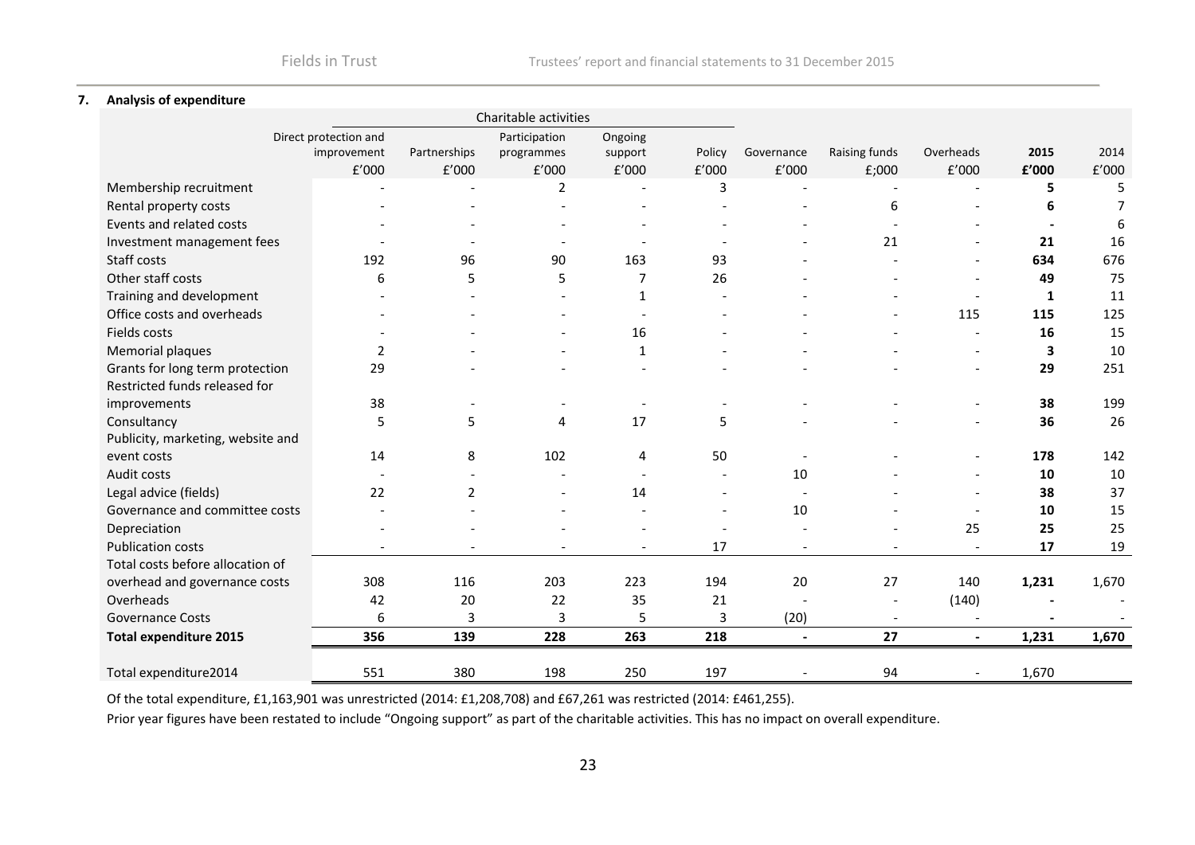## 7. Analysis of expenditure

| | Charitable activities | | | | | | | | | |
|---|---|---|---|---|---|---|---|---|---|---|
| | Direct protection and improvement | Partnerships | Participation programmes | Ongoing support | Policy | Governance | Raising funds | Overheads | **2015** | 2014 |
| | £'000 | £'000 | £'000 | £'000 | £'000 | £'000 | £;000 | £'000 | **£'000** | £'000 |
| Membership recruitment | - | - | 2 | - | 3 | - | - | - | **5** | 5 |
| Rental property costs | - | - | - | - | - | - | 6 | - | **6** | 7 |
| Events and related costs | - | - | - | - | - | - | - | - | **-** | 6 |
| Investment management fees | - | - | - | - | - | - | 21 | - | **21** | 16 |
| Staff costs | 192 | 96 | 90 | 163 | 93 | - | - | - | **634** | 676 |
| Other staff costs | 6 | 5 | 5 | 7 | 26 | - | - | - | **49** | 75 |
| Training and development | - | - | - | 1 | - | - | - | - | **1** | 11 |
| Office costs and overheads | - | - | - | - | - | - | - | 115 | **115** | 125 |
| Fields costs | - | - | - | 16 | - | - | - | - | **16** | 15 |
| Memorial plaques | 2 | - | - | 1 | - | - | - | - | **3** | 10 |
| Grants for long term protection | 29 | - | - | - | - | - | - | - | **29** | 251 |
| Restricted funds released for improvements | 38 | - | - | - | - | - | - | - | **38** | 199 |
| Consultancy | 5 | 5 | 4 | 17 | 5 | - | - | - | **36** | 26 |
| Publicity, marketing, website and event costs | 14 | 8 | 102 | 4 | 50 | - | - | - | **178** | 142 |
| Audit costs | - | - | - | - | - | 10 | - | - | **10** | 10 |
| Legal advice (fields) | 22 | 2 | - | 14 | - | - | - | - | **38** | 37 |
| Governance and committee costs | - | - | - | - | - | 10 | - | - | **10** | 15 |
| Depreciation | - | - | - | - | - | - | - | 25 | **25** | 25 |
| Publication costs | - | - | - | - | 17 | - | - | - | **17** | 19 |
| Total costs before allocation of overhead and governance costs | 308 | 116 | 203 | 223 | 194 | 20 | 27 | 140 | **1,231** | 1,670 |
| Overheads | 42 | 20 | 22 | 35 | 21 | - | - | (140) | **-** | - |
| Governance Costs | 6 | 3 | 3 | 5 | 3 | (20) | - | - | **-** | - |
| **Total expenditure 2015** | **356** | **139** | **228** | **263** | **218** | **-** | **27** | **-** | **1,231** | **1,670** |
| Total expenditure2014 | 551 | 380 | 198 | 250 | 197 | - | 94 | - | 1,670 | |

Of the total expenditure, £1,163,901 was unrestricted (2014: £1,208,708) and £67,261 was restricted (2014: £461,255).

Prior year figures have been restated to include "Ongoing support" as part of the charitable activities. This has no impact on overall expenditure.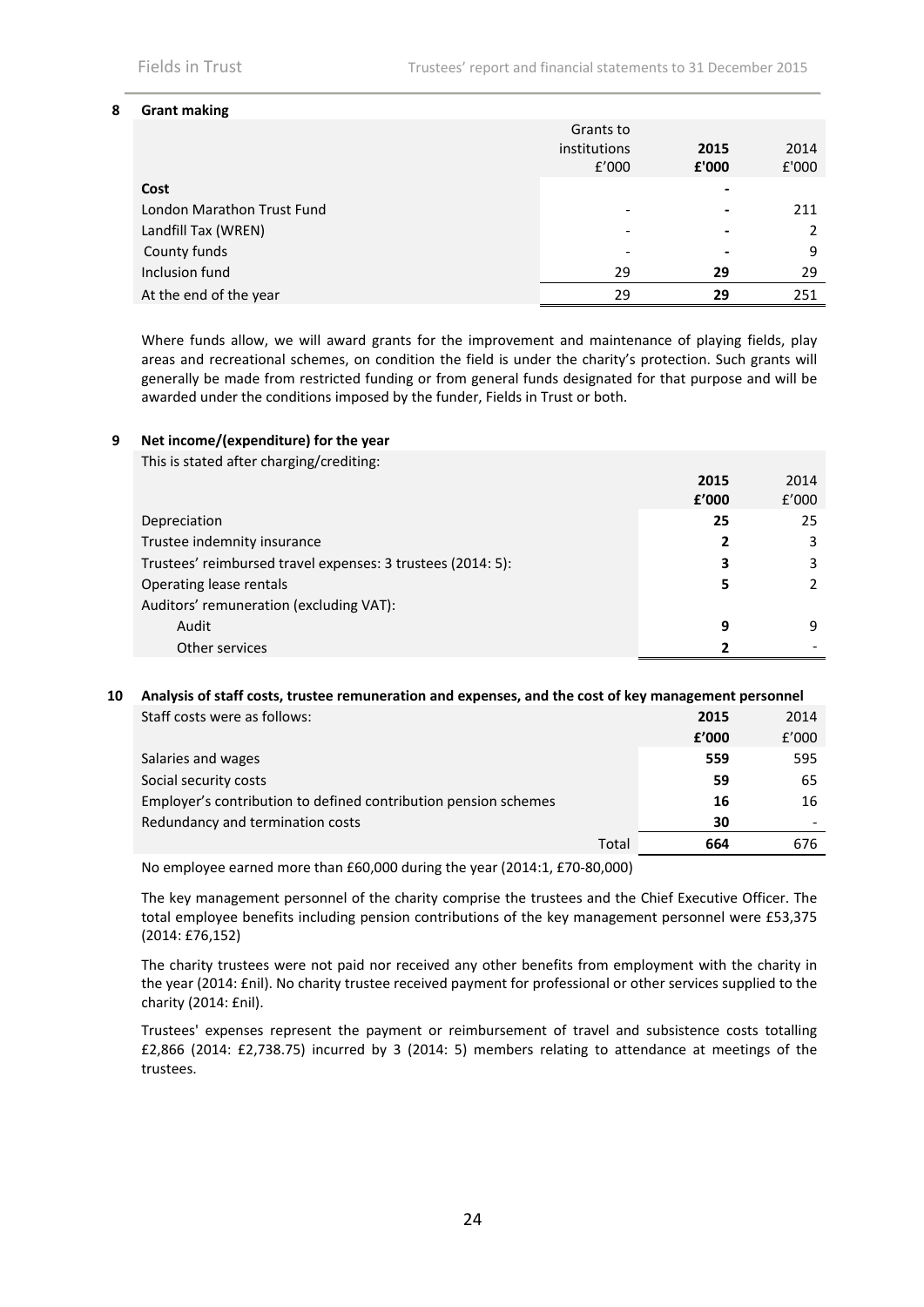## 8 Grant making

| | Grants to institutions £'000 | **2015 £'000** | 2014 £'000 |
|---|---|---|---|
| **Cost** | | **-** | |
| London Marathon Trust Fund | - | **-** | 211 |
| Landfill Tax (WREN) | - | **-** | 2 |
| County funds | - | **-** | 9 |
| Inclusion fund | 29 | **29** | 29 |
| At the end of the year | 29 | **29** | 251 |

Where funds allow, we will award grants for the improvement and maintenance of playing fields, play areas and recreational schemes, on condition the field is under the charity's protection. Such grants will generally be made from restricted funding or from general funds designated for that purpose and will be awarded under the conditions imposed by the funder, Fields in Trust or both.

## 9 Net income/(expenditure) for the year

This is stated after charging/crediting:

| | **2015 £'000** | 2014 £'000 |
|---|---|---|
| Depreciation | **25** | 25 |
| Trustee indemnity insurance | **2** | 3 |
| Trustees' reimbursed travel expenses: 3 trustees (2014: 5): | **3** | 3 |
| Operating lease rentals | **5** | 2 |
| Auditors' remuneration (excluding VAT): | | |
| Audit | **9** | 9 |
| Other services | **2** | - |

## 10 Analysis of staff costs, trustee remuneration and expenses, and the cost of key management personnel

| Staff costs were as follows: | **2015 £'000** | 2014 £'000 |
|---|---|---|
| Salaries and wages | **559** | 595 |
| Social security costs | **59** | 65 |
| Employer's contribution to defined contribution pension schemes | **16** | 16 |
| Redundancy and termination costs | **30** | - |
| Total | **664** | 676 |

No employee earned more than £60,000 during the year (2014:1, £70-80,000)

The key management personnel of the charity comprise the trustees and the Chief Executive Officer. The total employee benefits including pension contributions of the key management personnel were £53,375 (2014: £76,152)

The charity trustees were not paid nor received any other benefits from employment with the charity in the year (2014: £nil). No charity trustee received payment for professional or other services supplied to the charity (2014: £nil).

Trustees' expenses represent the payment or reimbursement of travel and subsistence costs totalling £2,866 (2014: £2,738.75) incurred by 3 (2014: 5) members relating to attendance at meetings of the trustees.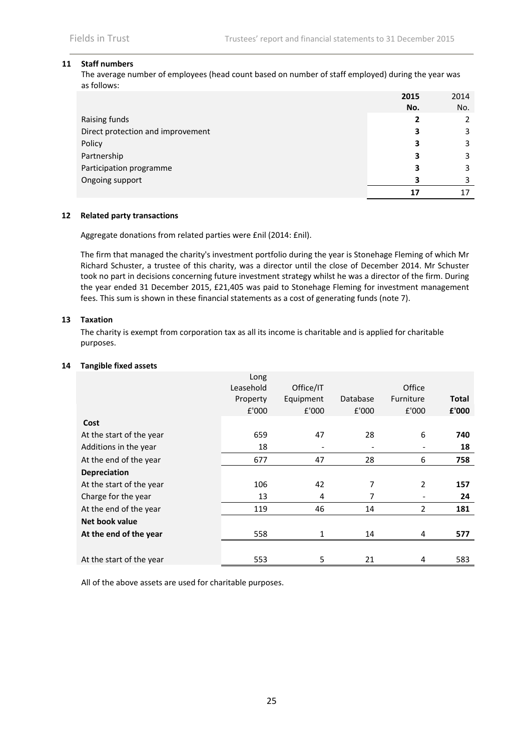## 11 Staff numbers

The average number of employees (head count based on number of staff employed) during the year was as follows:

| | **2015** | 2014 |
|---|---|---|
| | **No.** | No. |
| Raising funds | **2** | 2 |
| Direct protection and improvement | **3** | 3 |
| Policy | **3** | 3 |
| Partnership | **3** | 3 |
| Participation programme | **3** | 3 |
| Ongoing support | **3** | 3 |
| | **17** | 17 |

## 12 Related party transactions

Aggregate donations from related parties were £nil (2014: £nil).

The firm that managed the charity's investment portfolio during the year is Stonehage Fleming of which Mr Richard Schuster, a trustee of this charity, was a director until the close of December 2014. Mr Schuster took no part in decisions concerning future investment strategy whilst he was a director of the firm. During the year ended 31 December 2015, £21,405 was paid to Stonehage Fleming for investment management fees. This sum is shown in these financial statements as a cost of generating funds (note 7).

## 13 Taxation

The charity is exempt from corporation tax as all its income is charitable and is applied for charitable purposes.

## 14 Tangible fixed assets

| | Long Leasehold Property £'000 | Office/IT Equipment £'000 | Database £'000 | Office Furniture £'000 | **Total £'000** |
|---|---|---|---|---|---|
| **Cost** | | | | | |
| At the start of the year | 659 | 47 | 28 | 6 | **740** |
| Additions in the year | 18 | - | - | - | **18** |
| At the end of the year | 677 | 47 | 28 | 6 | **758** |
| **Depreciation** | | | | | |
| At the start of the year | 106 | 42 | 7 | 2 | **157** |
| Charge for the year | 13 | 4 | 7 | - | **24** |
| At the end of the year | 119 | 46 | 14 | 2 | **181** |
| **Net book value** | | | | | |
| **At the end of the year** | 558 | 1 | 14 | 4 | **577** |
| At the start of the year | 553 | 5 | 21 | 4 | 583 |

All of the above assets are used for charitable purposes.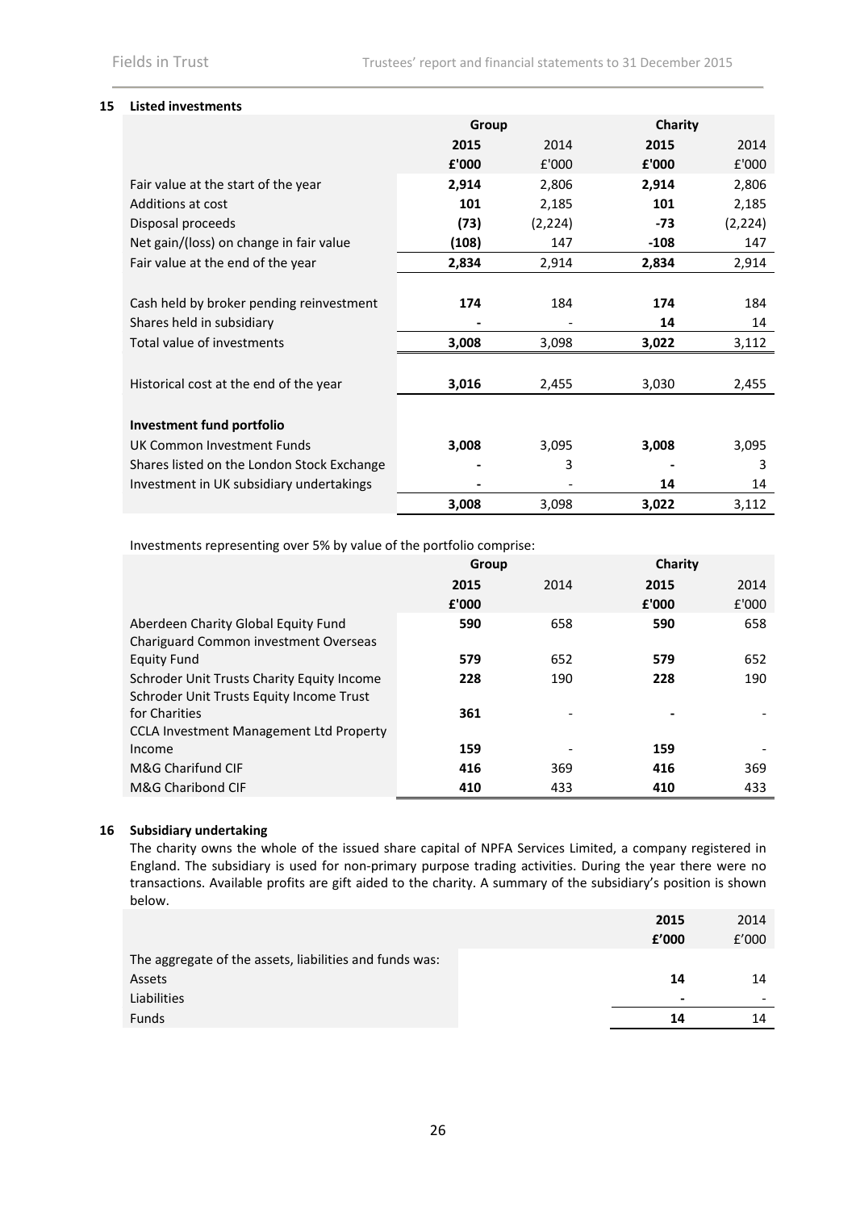## 15 Listed investments

| | Group | | Charity | |
|---|---|---|---|---|
| | **2015** | 2014 | **2015** | 2014 |
| | **£'000** | £'000 | **£'000** | £'000 |
| Fair value at the start of the year | **2,914** | 2,806 | **2,914** | 2,806 |
| Additions at cost | **101** | 2,185 | **101** | 2,185 |
| Disposal proceeds | **(73)** | (2,224) | **-73** | (2,224) |
| Net gain/(loss) on change in fair value | **(108)** | 147 | **-108** | 147 |
| Fair value at the end of the year | **2,834** | 2,914 | **2,834** | 2,914 |
| | | | | |
| Cash held by broker pending reinvestment | **174** | 184 | **174** | 184 |
| Shares held in subsidiary | **-** | - | **14** | 14 |
| Total value of investments | **3,008** | 3,098 | **3,022** | 3,112 |
| | | | | |
| Historical cost at the end of the year | **3,016** | 2,455 | 3,030 | 2,455 |
| | | | | |
| **Investment fund portfolio** | | | | |
| UK Common Investment Funds | **3,008** | 3,095 | **3,008** | 3,095 |
| Shares listed on the London Stock Exchange | **-** | 3 | **-** | 3 |
| Investment in UK subsidiary undertakings | **-** | - | **14** | 14 |
| | **3,008** | 3,098 | **3,022** | 3,112 |

Investments representing over 5% by value of the portfolio comprise:

| | Group | | Charity | |
|---|---|---|---|---|
| | **2015** | 2014 | **2015** | 2014 |
| | **£'000** | | **£'000** | £'000 |
| Aberdeen Charity Global Equity Fund | **590** | 658 | **590** | 658 |
| Chariguard Common investment Overseas Equity Fund | **579** | 652 | **579** | 652 |
| Schroder Unit Trusts Charity Equity Income | **228** | 190 | **228** | 190 |
| Schroder Unit Trusts Equity Income Trust for Charities | **361** | - | **-** | - |
| CCLA Investment Management Ltd Property Income | **159** | - | **159** | - |
| M&G Charifund CIF | **416** | 369 | **416** | 369 |
| M&G Charibond CIF | **410** | 433 | **410** | 433 |

## 16 Subsidiary undertaking

The charity owns the whole of the issued share capital of NPFA Services Limited, a company registered in England. The subsidiary is used for non-primary purpose trading activities. During the year there were no transactions. Available profits are gift aided to the charity. A summary of the subsidiary's position is shown below.

| | **2015** | 2014 |
|---|---|---|
| | **£'000** | £'000 |
| The aggregate of the assets, liabilities and funds was: | | |
| Assets | **14** | 14 |
| Liabilities | **-** | - |
| Funds | **14** | 14 |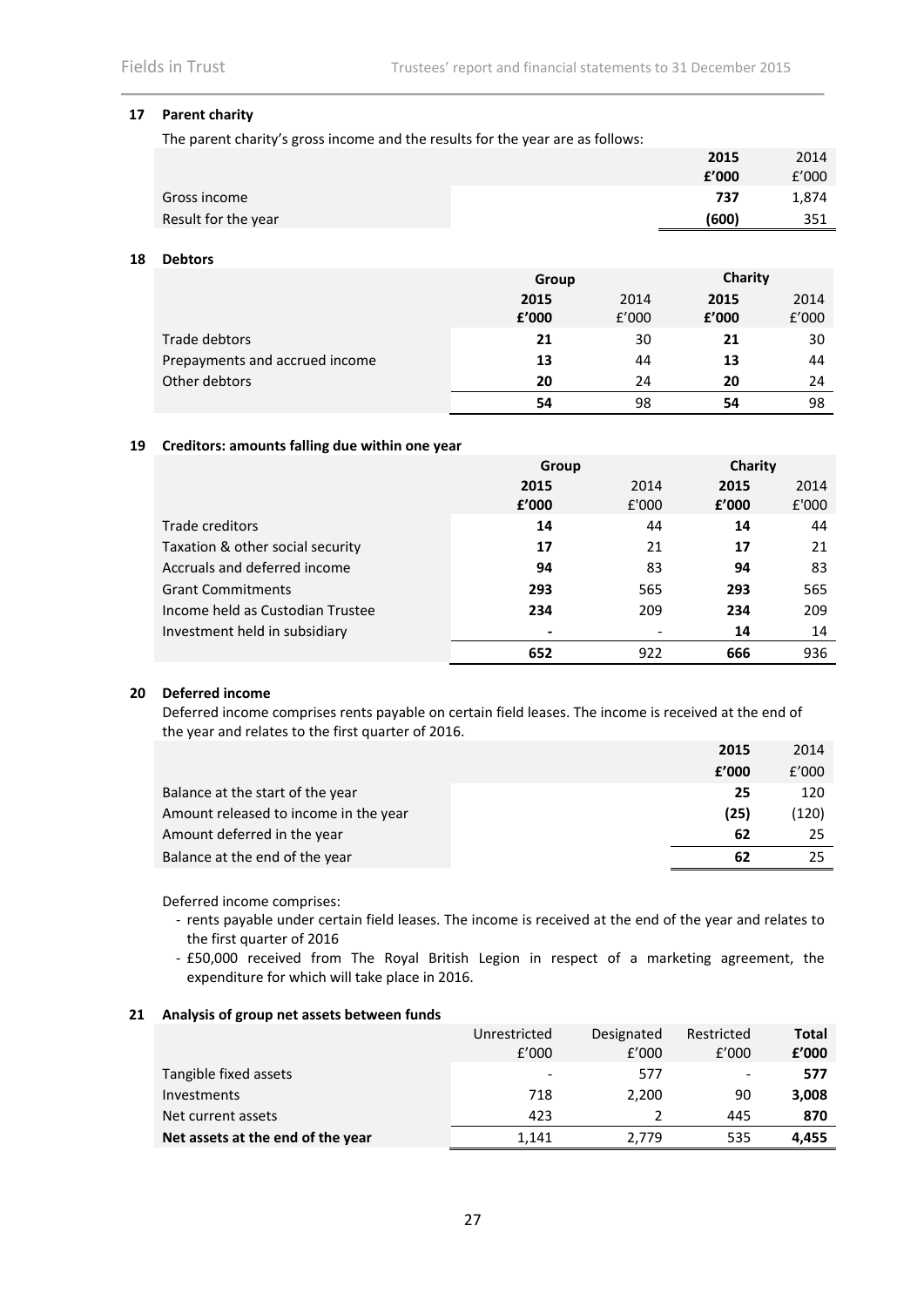## 17 Parent charity

The parent charity's gross income and the results for the year are as follows:

| | 2015 £'000 | 2014 £'000 |
|---|---|---|
| Gross income | **737** | 1,874 |
| Result for the year | **(600)** | 351 |

## 18 Debtors

| | Group | | Charity | |
|---|---|---|---|---|
| | **2015 £'000** | 2014 £'000 | **2015 £'000** | 2014 £'000 |
| Trade debtors | **21** | 30 | **21** | 30 |
| Prepayments and accrued income | **13** | 44 | **13** | 44 |
| Other debtors | **20** | 24 | **20** | 24 |
| | **54** | 98 | **54** | 98 |

## 19 Creditors: amounts falling due within one year

| | Group | | Charity | |
|---|---|---|---|---|
| | **2015 £'000** | 2014 £'000 | **2015 £'000** | 2014 £'000 |
| Trade creditors | **14** | 44 | **14** | 44 |
| Taxation & other social security | **17** | 21 | **17** | 21 |
| Accruals and deferred income | **94** | 83 | **94** | 83 |
| Grant Commitments | **293** | 565 | **293** | 565 |
| Income held as Custodian Trustee | **234** | 209 | **234** | 209 |
| Investment held in subsidiary | **-** | - | **14** | 14 |
| | **652** | 922 | **666** | 936 |

## 20 Deferred income

Deferred income comprises rents payable on certain field leases. The income is received at the end of the year and relates to the first quarter of 2016.

| | 2015 £'000 | 2014 £'000 |
|---|---|---|
| Balance at the start of the year | **25** | 120 |
| Amount released to income in the year | **(25)** | (120) |
| Amount deferred in the year | **62** | 25 |
| Balance at the end of the year | **62** | 25 |

Deferred income comprises:

- rents payable under certain field leases. The income is received at the end of the year and relates to the first quarter of 2016
- £50,000 received from The Royal British Legion in respect of a marketing agreement, the expenditure for which will take place in 2016.

## 21 Analysis of group net assets between funds

| | Unrestricted £'000 | Designated £'000 | Restricted £'000 | **Total £'000** |
|---|---|---|---|---|
| Tangible fixed assets | - | 577 | - | **577** |
| Investments | 718 | 2,200 | 90 | **3,008** |
| Net current assets | 423 | 2 | 445 | **870** |
| **Net assets at the end of the year** | 1,141 | 2,779 | 535 | **4,455** |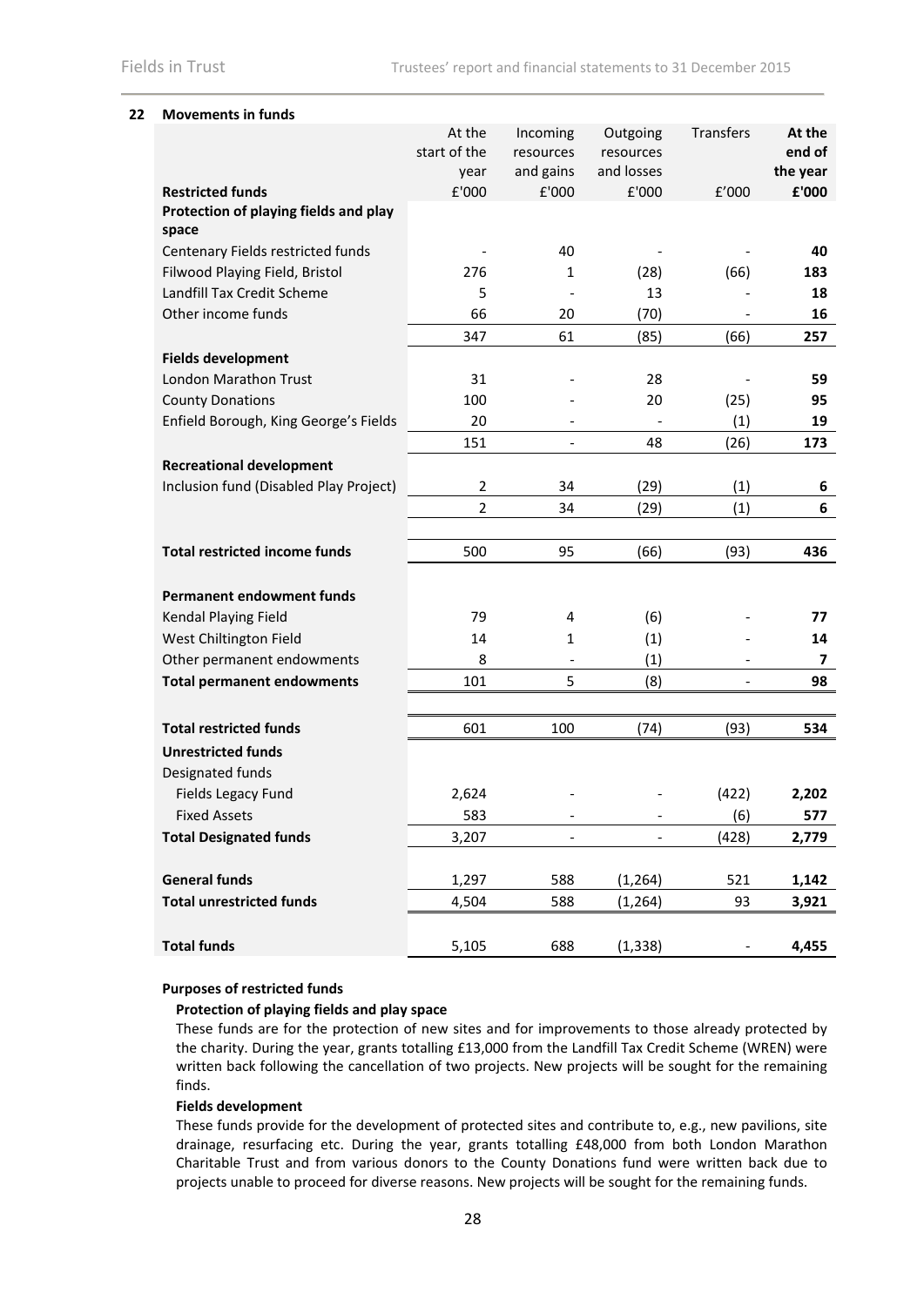## 22 Movements in funds

| Restricted funds | At the start of the year £'000 | Incoming resources and gains £'000 | Outgoing resources and losses £'000 | Transfers £'000 | **At the end of the year £'000** |
|---|---|---|---|---|---|
| **Protection of playing fields and play space** | | | | | |
| Centenary Fields restricted funds | - | 40 | - | - | **40** |
| Filwood Playing Field, Bristol | 276 | 1 | (28) | (66) | **183** |
| Landfill Tax Credit Scheme | 5 | - | 13 | - | **18** |
| Other income funds | 66 | 20 | (70) | - | **16** |
| | 347 | 61 | (85) | (66) | **257** |
| **Fields development** | | | | | |
| London Marathon Trust | 31 | - | 28 | - | **59** |
| County Donations | 100 | - | 20 | (25) | **95** |
| Enfield Borough, King George's Fields | 20 | - | - | (1) | **19** |
| | 151 | - | 48 | (26) | **173** |
| **Recreational development** | | | | | |
| Inclusion fund (Disabled Play Project) | 2 | 34 | (29) | (1) | **6** |
| | 2 | 34 | (29) | (1) | **6** |
| **Total restricted income funds** | 500 | 95 | (66) | (93) | **436** |
| **Permanent endowment funds** | | | | | |
| Kendal Playing Field | 79 | 4 | (6) | - | **77** |
| West Chiltington Field | 14 | 1 | (1) | - | **14** |
| Other permanent endowments | 8 | - | (1) | - | **7** |
| **Total permanent endowments** | 101 | 5 | (8) | - | **98** |
| **Total restricted funds** | 601 | 100 | (74) | (93) | **534** |
| **Unrestricted funds** | | | | | |
| Designated funds | | | | | |
| Fields Legacy Fund | 2,624 | - | - | (422) | **2,202** |
| Fixed Assets | 583 | - | - | (6) | **577** |
| **Total Designated funds** | 3,207 | - | - | (428) | **2,779** |
| **General funds** | 1,297 | 588 | (1,264) | 521 | **1,142** |
| **Total unrestricted funds** | 4,504 | 588 | (1,264) | 93 | **3,921** |
| **Total funds** | 5,105 | 688 | (1,338) | - | **4,455** |

### Purposes of restricted funds

#### Protection of playing fields and play space

These funds are for the protection of new sites and for improvements to those already protected by the charity. During the year, grants totalling £13,000 from the Landfill Tax Credit Scheme (WREN) were written back following the cancellation of two projects. New projects will be sought for the remaining finds.

#### Fields development

These funds provide for the development of protected sites and contribute to, e.g., new pavilions, site drainage, resurfacing etc. During the year, grants totalling £48,000 from both London Marathon Charitable Trust and from various donors to the County Donations fund were written back due to projects unable to proceed for diverse reasons. New projects will be sought for the remaining funds.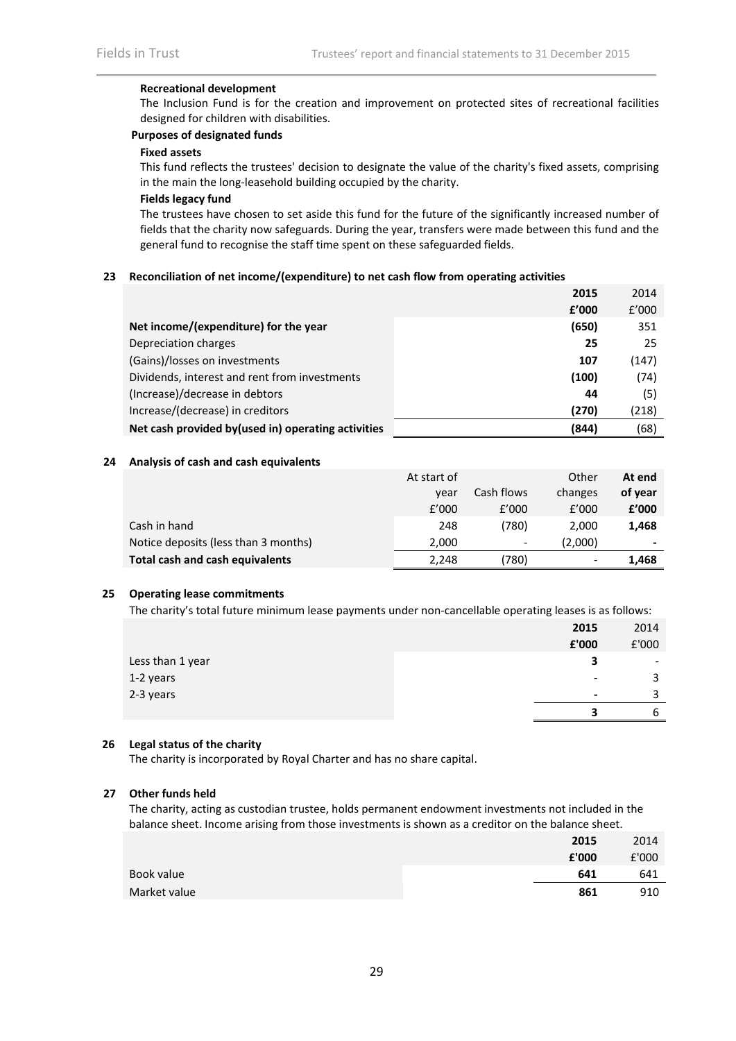#### Recreational development

The Inclusion Fund is for the creation and improvement on protected sites of recreational facilities designed for children with disabilities.

#### Purposes of designated funds

#### Fixed assets

This fund reflects the trustees' decision to designate the value of the charity's fixed assets, comprising in the main the long-leasehold building occupied by the charity.

#### Fields legacy fund

The trustees have chosen to set aside this fund for the future of the significantly increased number of fields that the charity now safeguards. During the year, transfers were made between this fund and the general fund to recognise the staff time spent on these safeguarded fields.

## 23 Reconciliation of net income/(expenditure) to net cash flow from operating activities

| | **2015** | 2014 |
|---|---|---|
| | **£'000** | £'000 |
| **Net income/(expenditure) for the year** | **(650)** | 351 |
| Depreciation charges | **25** | 25 |
| (Gains)/losses on investments | **107** | (147) |
| Dividends, interest and rent from investments | **(100)** | (74) |
| (Increase)/decrease in debtors | **44** | (5) |
| Increase/(decrease) in creditors | **(270)** | (218) |
| **Net cash provided by(used in) operating activities** | **(844)** | (68) |

## 24 Analysis of cash and cash equivalents

| | At start of year | Cash flows | Other changes | **At end of year** |
|---|---|---|---|---|
| | £'000 | £'000 | £'000 | **£'000** |
| Cash in hand | 248 | (780) | 2,000 | **1,468** |
| Notice deposits (less than 3 months) | 2,000 | - | (2,000) | **-** |
| **Total cash and cash equivalents** | 2,248 | (780) | - | **1,468** |

## 25 Operating lease commitments

The charity's total future minimum lease payments under non-cancellable operating leases is as follows:

| | **2015** | 2014 |
|---|---|---|
| | **£'000** | £'000 |
| Less than 1 year | **3** | - |
| 1-2 years | - | 3 |
| 2-3 years | **-** | 3 |
| | **3** | 6 |

## 26 Legal status of the charity

The charity is incorporated by Royal Charter and has no share capital.

## 27 Other funds held

The charity, acting as custodian trustee, holds permanent endowment investments not included in the balance sheet. Income arising from those investments is shown as a creditor on the balance sheet.

| | **2015** | 2014 |
|---|---|---|
| | **£'000** | £'000 |
| Book value | **641** | 641 |
| Market value | **861** | 910 |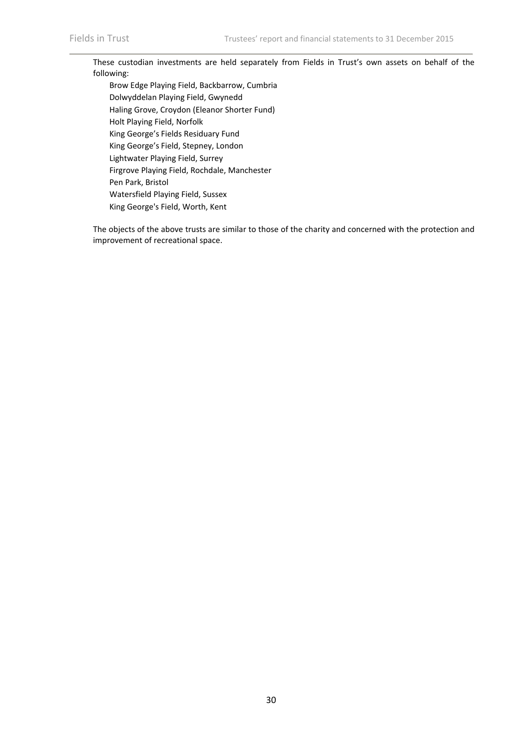These custodian investments are held separately from Fields in Trust's own assets on behalf of the following:

- Brow Edge Playing Field, Backbarrow, Cumbria
- Dolwyddelan Playing Field, Gwynedd
- Haling Grove, Croydon (Eleanor Shorter Fund)
- Holt Playing Field, Norfolk
- King George's Fields Residuary Fund
- King George's Field, Stepney, London
- Lightwater Playing Field, Surrey
- Firgrove Playing Field, Rochdale, Manchester
- Pen Park, Bristol
- Watersfield Playing Field, Sussex
- King George's Field, Worth, Kent

The objects of the above trusts are similar to those of the charity and concerned with the protection and improvement of recreational space.